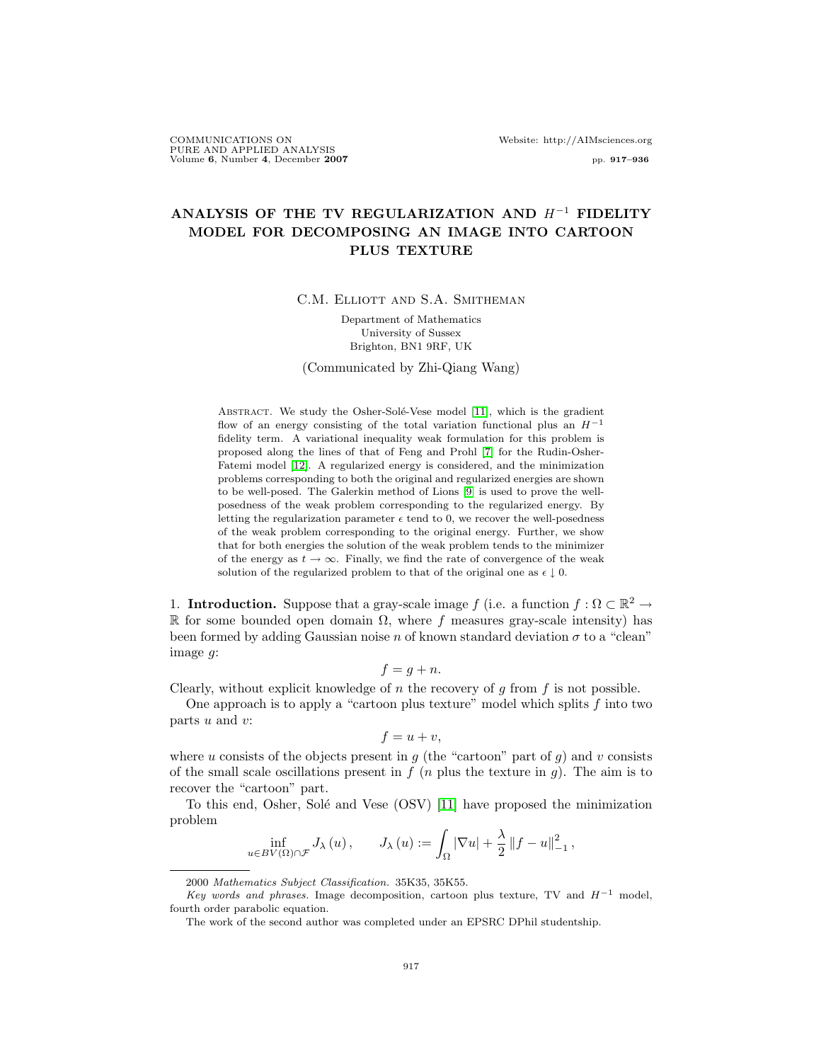# ANALYSIS OF THE TV REGULARIZATION AND $H^{-1}$ FIDELITY MODEL FOR DECOMPOSING AN IMAGE INTO CARTOON PLUS TEXTURE

C.M. Elliott and S.A. Smitheman

Department of Mathematics
University of Sussex
Brighton, BN1 9RF, UK

(Communicated by Zhi-Qiang Wang)

Abstract. We study the Osher-Solé-Vese model [11], which is the gradient flow of an energy consisting of the total variation functional plus an $H^{-1}$ fidelity term. A variational inequality weak formulation for this problem is proposed along the lines of that of Feng and Prohl [7] for the Rudin-Osher-Fatemi model [12]. A regularized energy is considered, and the minimization problems corresponding to both the original and regularized energies are shown to be well-posed. The Galerkin method of Lions [9] is used to prove the well-posedness of the weak problem corresponding to the regularized energy. By letting the regularization parameter $\epsilon$ tend to 0, we recover the well-posedness of the weak problem corresponding to the original energy. Further, we show that for both energies the solution of the weak problem tends to the minimizer of the energy as $t \to \infty$. Finally, we find the rate of convergence of the weak solution of the regularized problem to that of the original one as $\epsilon \downarrow 0$.

1. **Introduction.** Suppose that a gray-scale image $f$ (i.e. a function $f : \Omega \subset \mathbb{R}^2 \to \mathbb{R}$ for some bounded open domain $\Omega$, where $f$ measures gray-scale intensity) has been formed by adding Gaussian noise $n$ of known standard deviation $\sigma$ to a "clean" image $g$:

$$f = g + n.$$

Clearly, without explicit knowledge of $n$ the recovery of $g$ from $f$ is not possible.

One approach is to apply a "cartoon plus texture" model which splits $f$ into two parts $u$ and $v$:

$$f = u + v,$$

where $u$ consists of the objects present in $g$ (the "cartoon" part of $g$) and $v$ consists of the small scale oscillations present in $f$ ($n$ plus the texture in $g$). The aim is to recover the "cartoon" part.

To this end, Osher, Solé and Vese (OSV) [11] have proposed the minimization problem

$$\inf_{u \in BV(\Omega) \cap \mathcal{F}} J_\lambda(u), \qquad J_\lambda(u) := \int_\Omega |\nabla u| + \frac{\lambda}{2} \|f - u\|_{-1}^2,$$

2000 *Mathematics Subject Classification.* 35K35, 35K55.

*Key words and phrases.* Image decomposition, cartoon plus texture, TV and $H^{-1}$ model, fourth order parabolic equation.

The work of the second author was completed under an EPSRC DPhil studentship.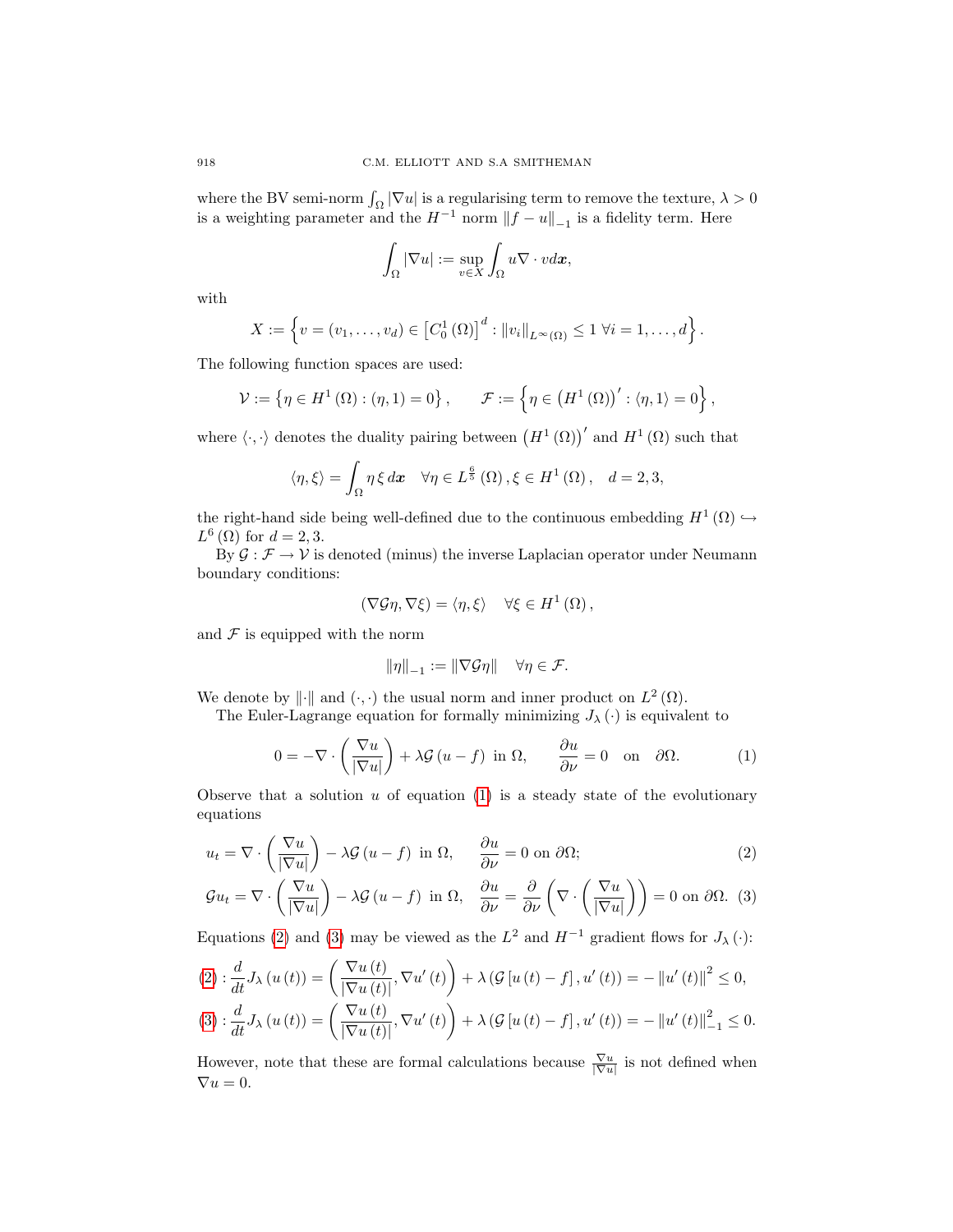where the BV semi-norm $\int_\Omega |\nabla u|$ is a regularising term to remove the texture, $\lambda > 0$ is a weighting parameter and the $H^{-1}$ norm $\|f - u\|_{-1}$ is a fidelity term. Here

$$\int_\Omega |\nabla u| := \sup_{v \in X} \int_\Omega u \nabla \cdot v d\boldsymbol{x},$$

with

$$X := \left\{ v = (v_1, \ldots, v_d) \in \left[C_0^1(\Omega)\right]^d : \|v_i\|_{L^\infty(\Omega)} \leq 1 \ \forall i = 1, \ldots, d \right\}.$$

The following function spaces are used:

$$\mathcal{V} := \left\{ \eta \in H^1(\Omega) : (\eta, 1) = 0 \right\}, \qquad \mathcal{F} := \left\{ \eta \in \left(H^1(\Omega)\right)' : \langle \eta, 1 \rangle = 0 \right\},$$

where $\langle \cdot, \cdot \rangle$ denotes the duality pairing between $\left(H^1(\Omega)\right)'$ and $H^1(\Omega)$ such that

$$\langle \eta, \xi \rangle = \int_\Omega \eta \, \xi \, d\boldsymbol{x} \quad \forall \eta \in L^{\frac{6}{5}}(\Omega), \xi \in H^1(\Omega), \quad d = 2, 3,$$

the right-hand side being well-defined due to the continuous embedding $H^1(\Omega) \hookrightarrow L^6(\Omega)$ for $d = 2, 3$.

By $\mathcal{G} : \mathcal{F} \to \mathcal{V}$ is denoted (minus) the inverse Laplacian operator under Neumann boundary conditions:

$$(\nabla \mathcal{G} \eta, \nabla \xi) = \langle \eta, \xi \rangle \quad \forall \xi \in H^1(\Omega),$$

and $\mathcal{F}$ is equipped with the norm

$$\|\eta\|_{-1} := \|\nabla \mathcal{G} \eta\| \quad \forall \eta \in \mathcal{F}.$$

We denote by $\|\cdot\|$ and $(\cdot, \cdot)$ the usual norm and inner product on $L^2(\Omega)$.

The Euler-Lagrange equation for formally minimizing $J_\lambda(\cdot)$ is equivalent to

$$0 = -\nabla \cdot \left( \frac{\nabla u}{|\nabla u|} \right) + \lambda \mathcal{G}(u - f) \text{ in } \Omega, \qquad \frac{\partial u}{\partial \nu} = 0 \quad \text{on} \quad \partial\Omega. \tag{1}$$

Observe that a solution $u$ of equation (1) is a steady state of the evolutionary equations

$$u_t = \nabla \cdot \left( \frac{\nabla u}{|\nabla u|} \right) - \lambda \mathcal{G}(u - f) \text{ in } \Omega, \qquad \frac{\partial u}{\partial \nu} = 0 \text{ on } \partial\Omega; \tag{2}$$

$$\mathcal{G} u_t = \nabla \cdot \left( \frac{\nabla u}{|\nabla u|} \right) - \lambda \mathcal{G}(u - f) \text{ in } \Omega, \quad \frac{\partial u}{\partial \nu} = \frac{\partial}{\partial \nu} \left( \nabla \cdot \left( \frac{\nabla u}{|\nabla u|} \right) \right) = 0 \text{ on } \partial\Omega. \tag{3}$$

Equations (2) and (3) may be viewed as the $L^2$ and $H^{-1}$ gradient flows for $J_\lambda(\cdot)$:

$$(2) : \frac{d}{dt} J_\lambda(u(t)) = \left( \frac{\nabla u(t)}{|\nabla u(t)|}, \nabla u'(t) \right) + \lambda \left( \mathcal{G}[u(t) - f], u'(t) \right) = -\|u'(t)\|^2 \leq 0,$$

$$(3) : \frac{d}{dt} J_\lambda(u(t)) = \left( \frac{\nabla u(t)}{|\nabla u(t)|}, \nabla u'(t) \right) + \lambda \left( \mathcal{G}[u(t) - f], u'(t) \right) = -\|u'(t)\|_{-1}^2 \leq 0.$$

However, note that these are formal calculations because $\frac{\nabla u}{|\nabla u|}$ is not defined when $\nabla u = 0$.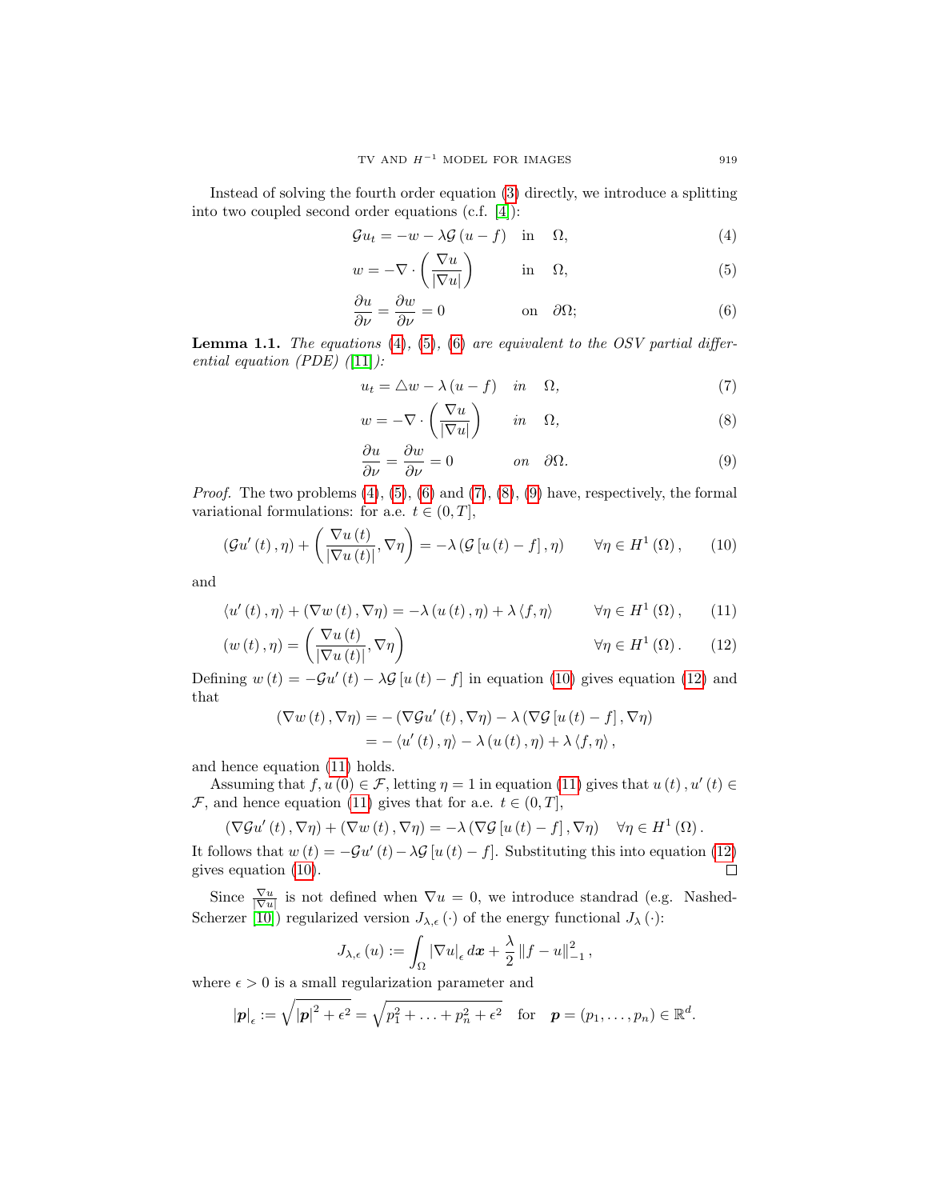Instead of solving the fourth order equation (3) directly, we introduce a splitting into two coupled second order equations (c.f. [4]):

$$\mathcal{G}u_t = -w - \lambda\mathcal{G}(u-f) \quad \text{in} \quad \Omega, \tag{4}$$

$$w = -\nabla\cdot\left(\frac{\nabla u}{|\nabla u|}\right) \qquad \text{in} \quad \Omega, \tag{5}$$

$$\frac{\partial u}{\partial \nu} = \frac{\partial w}{\partial \nu} = 0 \qquad \text{on} \quad \partial\Omega; \tag{6}$$

**Lemma 1.1.** *The equations (4), (5), (6) are equivalent to the OSV partial differential equation (PDE) ([11]):*

$$u_t = \triangle w - \lambda(u-f) \quad \text{in} \quad \Omega, \tag{7}$$

$$w = -\nabla\cdot\left(\frac{\nabla u}{|\nabla u|}\right) \qquad \text{in} \quad \Omega, \tag{8}$$

$$\frac{\partial u}{\partial \nu} = \frac{\partial w}{\partial \nu} = 0 \qquad \text{on} \quad \partial\Omega. \tag{9}$$

*Proof.* The two problems (4), (5), (6) and (7), (8), (9) have, respectively, the formal variational formulations: for a.e. $t \in (0,T]$,

$$(\mathcal{G}u'(t), \eta) + \left(\frac{\nabla u(t)}{|\nabla u(t)|}, \nabla\eta\right) = -\lambda(\mathcal{G}[u(t)-f], \eta) \qquad \forall \eta \in H^1(\Omega), \tag{10}$$

and

$$\langle u'(t), \eta\rangle + (\nabla w(t), \nabla\eta) = -\lambda(u(t), \eta) + \lambda\langle f, \eta\rangle \qquad \forall \eta \in H^1(\Omega), \tag{11}$$

$$(w(t), \eta) = \left(\frac{\nabla u(t)}{|\nabla u(t)|}, \nabla\eta\right) \qquad \forall \eta \in H^1(\Omega). \tag{12}$$

Defining $w(t) = -\mathcal{G}u'(t) - \lambda\mathcal{G}[u(t)-f]$ in equation (10) gives equation (12) and that

$$\begin{aligned}
(\nabla w(t), \nabla\eta) &= -(\nabla\mathcal{G}u'(t), \nabla\eta) - \lambda(\nabla\mathcal{G}[u(t)-f], \nabla\eta) \\
&= -\langle u'(t), \eta\rangle - \lambda(u(t), \eta) + \lambda\langle f, \eta\rangle,
\end{aligned}$$

and hence equation (11) holds.

Assuming that $f, u(0) \in \mathcal{F}$, letting $\eta = 1$ in equation (11) gives that $u(t), u'(t) \in \mathcal{F}$, and hence equation (11) gives that for a.e. $t \in (0,T]$,

$$(\nabla\mathcal{G}u'(t), \nabla\eta) + (\nabla w(t), \nabla\eta) = -\lambda(\nabla\mathcal{G}[u(t)-f], \nabla\eta) \quad \forall \eta \in H^1(\Omega).$$

It follows that $w(t) = -\mathcal{G}u'(t) - \lambda\mathcal{G}[u(t)-f]$. Substituting this into equation (12) gives equation (10). ∎

Since $\frac{\nabla u}{|\nabla u|}$ is not defined when $\nabla u = 0$, we introduce standrad (e.g. Nashed-Scherzer [10]) regularized version $J_{\lambda,\epsilon}(\cdot)$ of the energy functional $J_\lambda(\cdot)$:

$$J_{\lambda,\epsilon}(u) := \int_\Omega |\nabla u|_\epsilon \, d\boldsymbol{x} + \frac{\lambda}{2}\|f-u\|_{-1}^2,$$

where $\epsilon > 0$ is a small regularization parameter and

$$|\boldsymbol{p}|_\epsilon := \sqrt{|\boldsymbol{p}|^2 + \epsilon^2} = \sqrt{p_1^2 + \ldots + p_n^2 + \epsilon^2} \quad \text{for} \quad \boldsymbol{p} = (p_1, \ldots, p_n) \in \mathbb{R}^d.$$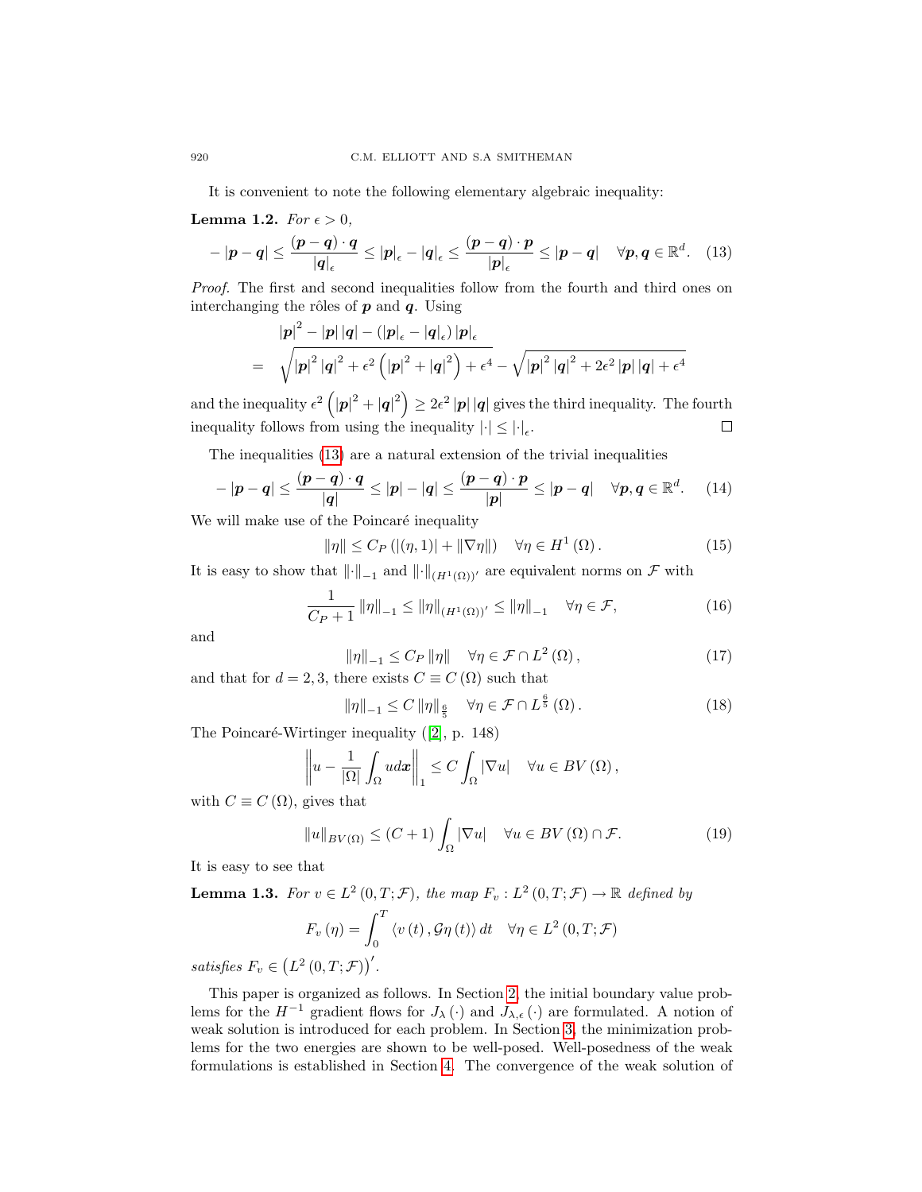It is convenient to note the following elementary algebraic inequality:

**Lemma 1.2.** *For $\epsilon > 0$,*

$$-\left|\boldsymbol{p}-\boldsymbol{q}\right| \leq \frac{(\boldsymbol{p}-\boldsymbol{q})\cdot\boldsymbol{q}}{\left|\boldsymbol{q}\right|_{\epsilon}} \leq \left|\boldsymbol{p}\right|_{\epsilon} - \left|\boldsymbol{q}\right|_{\epsilon} \leq \frac{(\boldsymbol{p}-\boldsymbol{q})\cdot\boldsymbol{p}}{\left|\boldsymbol{p}\right|_{\epsilon}} \leq \left|\boldsymbol{p}-\boldsymbol{q}\right| \quad \forall \boldsymbol{p},\boldsymbol{q}\in\mathbb{R}^{d}. \tag{13}$$

*Proof.* The first and second inequalities follow from the fourth and third ones on interchanging the rôles of $\boldsymbol{p}$ and $\boldsymbol{q}$. Using

$$\begin{aligned}
&\left|\boldsymbol{p}\right|^{2} - \left|\boldsymbol{p}\right|\left|\boldsymbol{q}\right| - \left(\left|\boldsymbol{p}\right|_{\epsilon} - \left|\boldsymbol{q}\right|_{\epsilon}\right)\left|\boldsymbol{p}\right|_{\epsilon} \\
= \;& \sqrt{\left|\boldsymbol{p}\right|^{2}\left|\boldsymbol{q}\right|^{2} + \epsilon^{2}\left(\left|\boldsymbol{p}\right|^{2} + \left|\boldsymbol{q}\right|^{2}\right) + \epsilon^{4}} - \sqrt{\left|\boldsymbol{p}\right|^{2}\left|\boldsymbol{q}\right|^{2} + 2\epsilon^{2}\left|\boldsymbol{p}\right|\left|\boldsymbol{q}\right| + \epsilon^{4}}
\end{aligned}$$

and the inequality $\epsilon^{2}\left(\left|\boldsymbol{p}\right|^{2} + \left|\boldsymbol{q}\right|^{2}\right) \geq 2\epsilon^{2}\left|\boldsymbol{p}\right|\left|\boldsymbol{q}\right|$ gives the third inequality. The fourth inequality follows from using the inequality $\left|\cdot\right| \leq \left|\cdot\right|_{\epsilon}$. $\square$

The inequalities (13) are a natural extension of the trivial inequalities

$$-\left|\boldsymbol{p}-\boldsymbol{q}\right| \leq \frac{(\boldsymbol{p}-\boldsymbol{q})\cdot\boldsymbol{q}}{\left|\boldsymbol{q}\right|} \leq \left|\boldsymbol{p}\right| - \left|\boldsymbol{q}\right| \leq \frac{(\boldsymbol{p}-\boldsymbol{q})\cdot\boldsymbol{p}}{\left|\boldsymbol{p}\right|} \leq \left|\boldsymbol{p}-\boldsymbol{q}\right| \quad \forall \boldsymbol{p},\boldsymbol{q}\in\mathbb{R}^{d}. \tag{14}$$

We will make use of the Poincaré inequality

$$\left\|\eta\right\| \leq C_{P}\left(\left|(\eta,1)\right| + \left\|\nabla\eta\right\|\right) \quad \forall \eta \in H^{1}(\Omega). \tag{15}$$

It is easy to show that $\left\|\cdot\right\|_{-1}$ and $\left\|\cdot\right\|_{(H^{1}(\Omega))'}$ are equivalent norms on $\mathcal{F}$ with

$$\frac{1}{C_{P}+1}\left\|\eta\right\|_{-1} \leq \left\|\eta\right\|_{(H^{1}(\Omega))'} \leq \left\|\eta\right\|_{-1} \quad \forall \eta \in \mathcal{F}, \tag{16}$$

and

$$\left\|\eta\right\|_{-1} \leq C_{P}\left\|\eta\right\| \quad \forall \eta \in \mathcal{F}\cap L^{2}(\Omega), \tag{17}$$

and that for $d = 2, 3$, there exists $C \equiv C(\Omega)$ such that

$$\left\|\eta\right\|_{-1} \leq C\left\|\eta\right\|_{\frac{6}{5}} \quad \forall \eta \in \mathcal{F}\cap L^{\frac{6}{5}}(\Omega). \tag{18}$$

The Poincaré-Wirtinger inequality ([2], p. 148)

$$\left\|u - \frac{1}{|\Omega|}\int_{\Omega} u\,d\boldsymbol{x}\right\|_{1} \leq C\int_{\Omega}\left|\nabla u\right| \quad \forall u \in BV(\Omega),$$

with $C \equiv C(\Omega)$, gives that

$$\left\|u\right\|_{BV(\Omega)} \leq (C+1)\int_{\Omega}\left|\nabla u\right| \quad \forall u \in BV(\Omega)\cap\mathcal{F}. \tag{19}$$

It is easy to see that

**Lemma 1.3.** *For $v \in L^{2}(0,T;\mathcal{F})$, the map $F_{v} : L^{2}(0,T;\mathcal{F}) \to \mathbb{R}$ defined by*

$$F_{v}(\eta) = \int_{0}^{T}\left\langle v(t), \mathcal{G}\eta(t)\right\rangle dt \quad \forall \eta \in L^{2}(0,T;\mathcal{F})$$

*satisfies $F_{v} \in \left(L^{2}(0,T;\mathcal{F})\right)'$.*

This paper is organized as follows. In Section 2, the initial boundary value problems for the $H^{-1}$ gradient flows for $J_{\lambda}(\cdot)$ and $J_{\lambda,\epsilon}(\cdot)$ are formulated. A notion of weak solution is introduced for each problem. In Section 3, the minimization problems for the two energies are shown to be well-posed. Well-posedness of the weak formulations is established in Section 4. The convergence of the weak solution of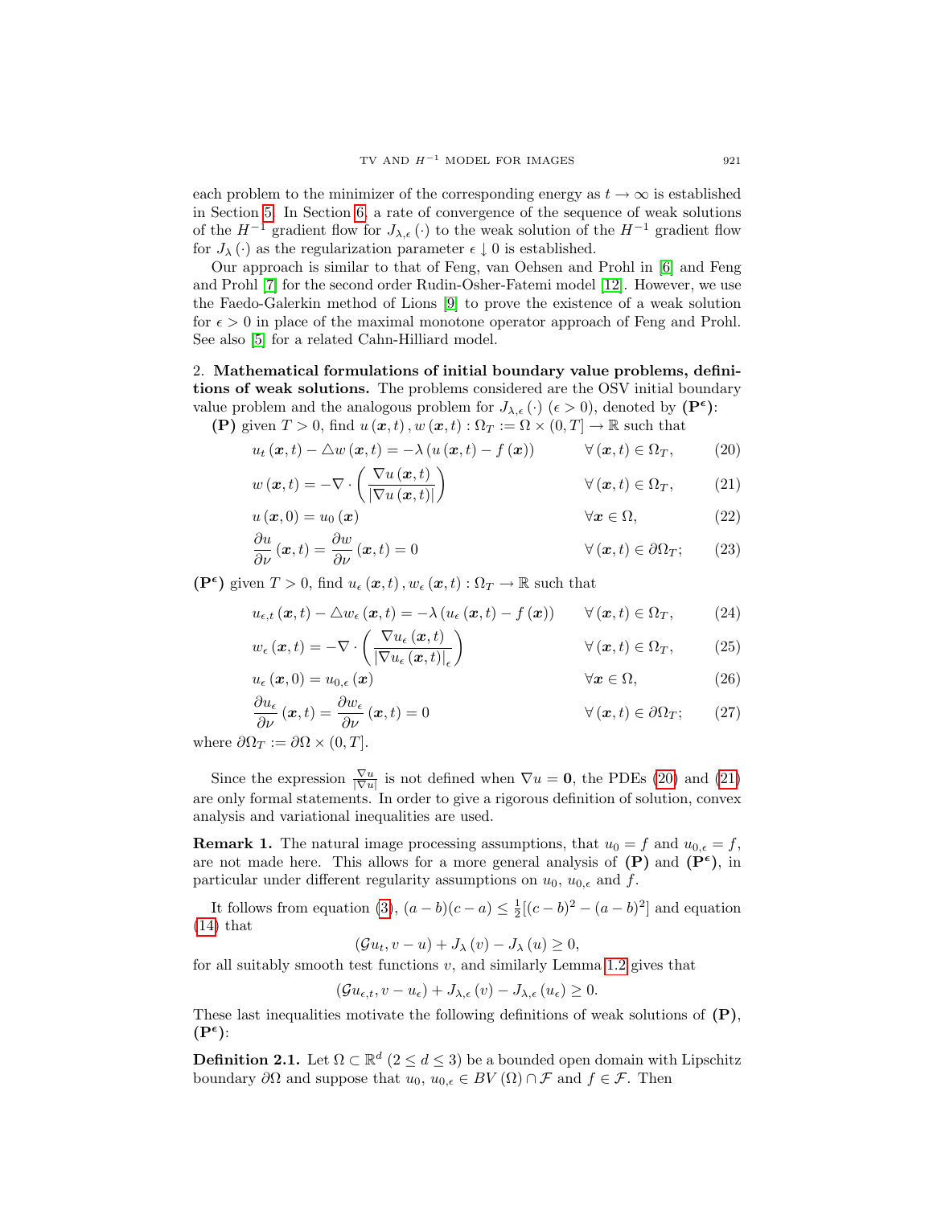each problem to the minimizer of the corresponding energy as $t \to \infty$ is established in Section 5. In Section 6, a rate of convergence of the sequence of weak solutions of the $H^{-1}$ gradient flow for $J_{\lambda,\epsilon}(\cdot)$ to the weak solution of the $H^{-1}$ gradient flow for $J_{\lambda}(\cdot)$ as the regularization parameter $\epsilon \downarrow 0$ is established.

Our approach is similar to that of Feng, van Oehsen and Prohl in [6] and Feng and Prohl [7] for the second order Rudin-Osher-Fatemi model [12]. However, we use the Faedo-Galerkin method of Lions [9] to prove the existence of a weak solution for $\epsilon > 0$ in place of the maximal monotone operator approach of Feng and Prohl. See also [5] for a related Cahn-Hilliard model.

## 2. Mathematical formulations of initial boundary value problems, definitions of weak solutions.

The problems considered are the OSV initial boundary value problem and the analogous problem for $J_{\lambda,\epsilon}(\cdot)$ ($\epsilon > 0$), denoted by **($\mathbf{P}^{\epsilon}$)**:

**(P)** given $T > 0$, find $u(\boldsymbol{x},t), w(\boldsymbol{x},t) : \Omega_T := \Omega \times (0,T] \to \mathbb{R}$ such that

$$u_t(\boldsymbol{x},t) - \triangle w(\boldsymbol{x},t) = -\lambda\left(u(\boldsymbol{x},t) - f(\boldsymbol{x})\right) \qquad \forall(\boldsymbol{x},t) \in \Omega_T, \tag{20}$$

$$w(\boldsymbol{x},t) = -\nabla \cdot \left(\frac{\nabla u(\boldsymbol{x},t)}{|\nabla u(\boldsymbol{x},t)|}\right) \qquad \forall(\boldsymbol{x},t) \in \Omega_T, \tag{21}$$

$$u(\boldsymbol{x},0) = u_0(\boldsymbol{x}) \qquad \forall \boldsymbol{x} \in \Omega, \tag{22}$$

$$\frac{\partial u}{\partial \nu}(\boldsymbol{x},t) = \frac{\partial w}{\partial \nu}(\boldsymbol{x},t) = 0 \qquad \forall(\boldsymbol{x},t) \in \partial\Omega_T; \tag{23}$$

**($\mathbf{P}^{\epsilon}$)** given $T > 0$, find $u_\epsilon(\boldsymbol{x},t), w_\epsilon(\boldsymbol{x},t) : \Omega_T \to \mathbb{R}$ such that

$$u_{\epsilon,t}(\boldsymbol{x},t) - \triangle w_\epsilon(\boldsymbol{x},t) = -\lambda\left(u_\epsilon(\boldsymbol{x},t) - f(\boldsymbol{x})\right) \qquad \forall(\boldsymbol{x},t) \in \Omega_T, \tag{24}$$

$$w_\epsilon(\boldsymbol{x},t) = -\nabla \cdot \left(\frac{\nabla u_\epsilon(\boldsymbol{x},t)}{|\nabla u_\epsilon(\boldsymbol{x},t)|_\epsilon}\right) \qquad \forall(\boldsymbol{x},t) \in \Omega_T, \tag{25}$$

$$u_\epsilon(\boldsymbol{x},0) = u_{0,\epsilon}(\boldsymbol{x}) \qquad \forall \boldsymbol{x} \in \Omega, \tag{26}$$

$$\frac{\partial u_\epsilon}{\partial \nu}(\boldsymbol{x},t) = \frac{\partial w_\epsilon}{\partial \nu}(\boldsymbol{x},t) = 0 \qquad \forall(\boldsymbol{x},t) \in \partial\Omega_T; \tag{27}$$

where $\partial\Omega_T := \partial\Omega \times (0,T]$.

Since the expression $\frac{\nabla u}{|\nabla u|}$ is not defined when $\nabla u = \mathbf{0}$, the PDEs (20) and (21) are only formal statements. In order to give a rigorous definition of solution, convex analysis and variational inequalities are used.

**Remark 1.** The natural image processing assumptions, that $u_0 = f$ and $u_{0,\epsilon} = f$, are not made here. This allows for a more general analysis of **(P)** and **($\mathbf{P}^{\epsilon}$)**, in particular under different regularity assumptions on $u_0$, $u_{0,\epsilon}$ and $f$.

It follows from equation (3), $(a-b)(c-a) \leq \frac{1}{2}[(c-b)^2 - (a-b)^2]$ and equation (14) that

$$(\mathcal{G}u_t, v - u) + J_\lambda(v) - J_\lambda(u) \geq 0,$$

for all suitably smooth test functions $v$, and similarly Lemma 1.2 gives that

$$(\mathcal{G}u_{\epsilon,t}, v - u_\epsilon) + J_{\lambda,\epsilon}(v) - J_{\lambda,\epsilon}(u_\epsilon) \geq 0.$$

These last inequalities motivate the following definitions of weak solutions of **(P)**, **($\mathbf{P}^{\epsilon}$)**:

**Definition 2.1.** Let $\Omega \subset \mathbb{R}^d$ ($2 \leq d \leq 3$) be a bounded open domain with Lipschitz boundary $\partial\Omega$ and suppose that $u_0$, $u_{0,\epsilon} \in BV(\Omega) \cap \mathcal{F}$ and $f \in \mathcal{F}$. Then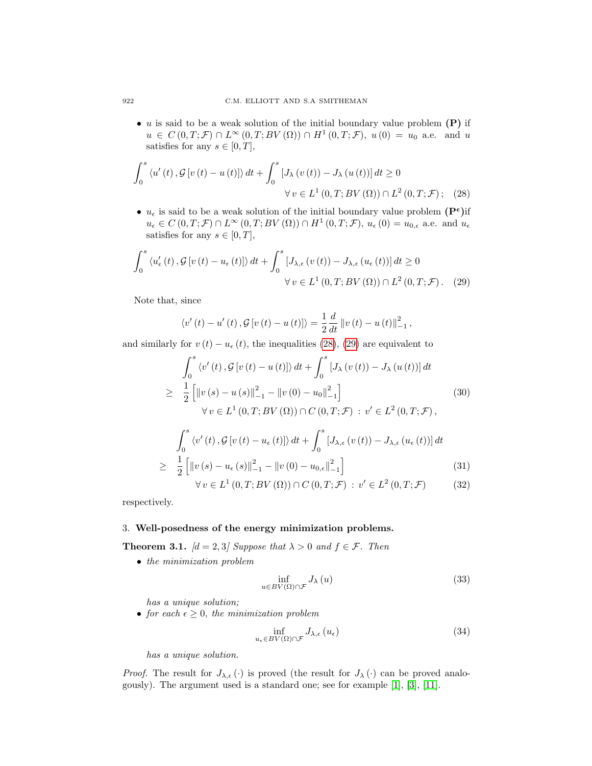- $u$ is said to be a weak solution of the initial boundary value problem **(P)** if $u \in C(0,T;\mathcal{F}) \cap L^\infty(0,T;BV(\Omega)) \cap H^1(0,T;\mathcal{F})$, $u(0) = u_0$ a.e. and $u$ satisfies for any $s \in [0,T]$,

$$\int_0^s \langle u'(t), \mathcal{G}[v(t) - u(t)]\rangle \, dt + \int_0^s [J_\lambda(v(t)) - J_\lambda(u(t))] \, dt \geq 0 \qquad \forall\, v \in L^1(0,T;BV(\Omega)) \cap L^2(0,T;\mathcal{F}); \quad (28)$$

- $u_\epsilon$ is said to be a weak solution of the initial boundary value problem **($\mathbf{P}^\epsilon$)**if $u_\epsilon \in C(0,T;\mathcal{F}) \cap L^\infty(0,T;BV(\Omega)) \cap H^1(0,T;\mathcal{F})$, $u_\epsilon(0) = u_{0,\epsilon}$ a.e. and $u_\epsilon$ satisfies for any $s \in [0,T]$,

$$\int_0^s \langle u_\epsilon'(t), \mathcal{G}[v(t) - u_\epsilon(t)]\rangle \, dt + \int_0^s [J_{\lambda,\epsilon}(v(t)) - J_{\lambda,\epsilon}(u_\epsilon(t))] \, dt \geq 0 \qquad \forall\, v \in L^1(0,T;BV(\Omega)) \cap L^2(0,T;\mathcal{F}). \quad (29)$$

Note that, since

$$\langle v'(t) - u'(t), \mathcal{G}[v(t) - u(t)]\rangle = \frac{1}{2}\frac{d}{dt}\|v(t) - u(t)\|_{-1}^2,$$

and similarly for $v(t) - u_\epsilon(t)$, the inequalities (28), (29) are equivalent to

$$\begin{aligned} &\int_0^s \langle v'(t), \mathcal{G}[v(t) - u(t)]\rangle \, dt + \int_0^s [J_\lambda(v(t)) - J_\lambda(u(t))] \, dt \\ \geq\;& \frac{1}{2}\left[\|v(s) - u(s)\|_{-1}^2 - \|v(0) - u_0\|_{-1}^2\right] \\ &\forall\, v \in L^1(0,T;BV(\Omega)) \cap C(0,T;\mathcal{F}) \,:\, v' \in L^2(0,T;\mathcal{F}), \end{aligned} \quad (30)$$

$$\begin{aligned} &\int_0^s \langle v'(t), \mathcal{G}[v(t) - u_\epsilon(t)]\rangle \, dt + \int_0^s [J_{\lambda,\epsilon}(v(t)) - J_{\lambda,\epsilon}(u_\epsilon(t))] \, dt \\ \geq\;& \frac{1}{2}\left[\|v(s) - u_\epsilon(s)\|_{-1}^2 - \|v(0) - u_{0,\epsilon}\|_{-1}^2\right] \quad (31) \\ &\forall\, v \in L^1(0,T;BV(\Omega)) \cap C(0,T;\mathcal{F}) \,:\, v' \in L^2(0,T;\mathcal{F}) \quad (32) \end{aligned}$$

respectively.

## 3. Well-posedness of the energy minimization problems.

**Theorem 3.1.** *[$d = 2, 3$] Suppose that $\lambda > 0$ and $f \in \mathcal{F}$. Then*

- *the minimization problem*

$$\inf_{u \in BV(\Omega) \cap \mathcal{F}} J_\lambda(u) \quad (33)$$

*has a unique solution;*

- *for each $\epsilon \geq 0$, the minimization problem*

$$\inf_{u_\epsilon \in BV(\Omega) \cap \mathcal{F}} J_{\lambda,\epsilon}(u_\epsilon) \quad (34)$$

*has a unique solution.*

*Proof.* The result for $J_{\lambda,\epsilon}(\cdot)$ is proved (the result for $J_\lambda(\cdot)$ can be proved analogously). The argument used is a standard one; see for example [1], [3], [11].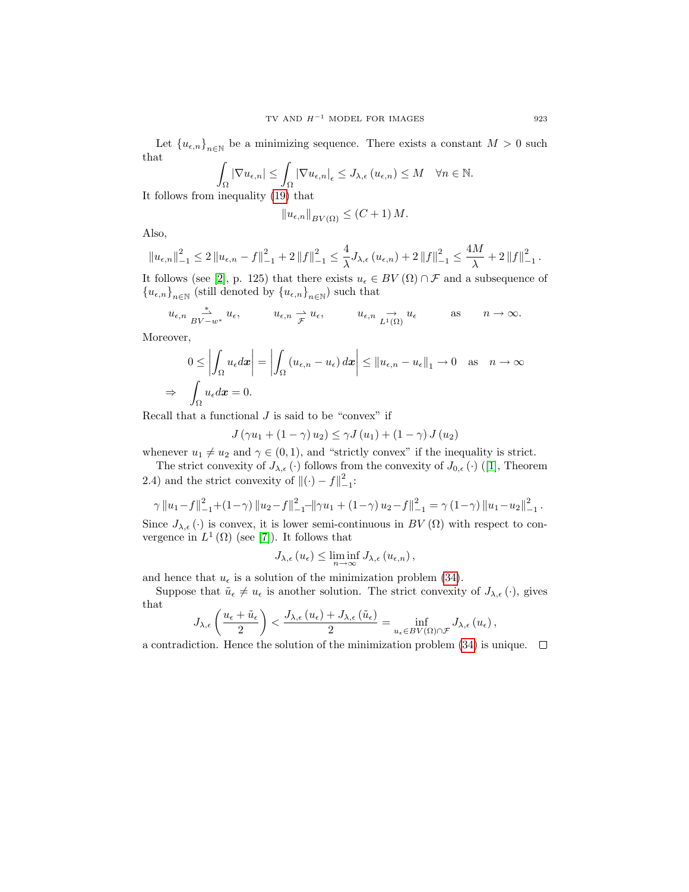Let $\{u_{\epsilon,n}\}_{n\in\mathbb{N}}$ be a minimizing sequence. There exists a constant $M > 0$ such that

$$\int_\Omega |\nabla u_{\epsilon,n}| \le \int_\Omega |\nabla u_{\epsilon,n}|_\epsilon \le J_{\lambda,\epsilon}(u_{\epsilon,n}) \le M \quad \forall n \in \mathbb{N}.$$

It follows from inequality (19) that

$$\|u_{\epsilon,n}\|_{BV(\Omega)} \le (C+1)\,M.$$

Also,

$$\|u_{\epsilon,n}\|_{-1}^2 \le 2\,\|u_{\epsilon,n} - f\|_{-1}^2 + 2\,\|f\|_{-1}^2 \le \frac{4}{\lambda} J_{\lambda,\epsilon}(u_{\epsilon,n}) + 2\,\|f\|_{-1}^2 \le \frac{4M}{\lambda} + 2\,\|f\|_{-1}^2 .$$

It follows (see [2], p. 125) that there exists $u_\epsilon \in BV(\Omega) \cap \mathcal{F}$ and a subsequence of $\{u_{\epsilon,n}\}_{n\in\mathbb{N}}$ (still denoted by $\{u_{\epsilon,n}\}_{n\in\mathbb{N}}$) such that

$$u_{\epsilon,n} \underset{BV-w^*}{\overset{*}{\rightharpoonup}} u_\epsilon, \qquad u_{\epsilon,n} \underset{\mathcal{F}}{\rightharpoonup} u_\epsilon, \qquad u_{\epsilon,n} \underset{L^1(\Omega)}{\rightarrow} u_\epsilon \qquad \text{as} \qquad n \to \infty.$$

Moreover,

$$0 \le \left| \int_\Omega u_\epsilon d\boldsymbol{x} \right| = \left| \int_\Omega (u_{\epsilon,n} - u_\epsilon)\, d\boldsymbol{x} \right| \le \|u_{\epsilon,n} - u_\epsilon\|_1 \to 0 \quad \text{as} \quad n \to \infty$$

$$\Rightarrow \quad \int_\Omega u_\epsilon d\boldsymbol{x} = 0.$$

Recall that a functional $J$ is said to be "convex" if

$$J(\gamma u_1 + (1-\gamma)\,u_2) \le \gamma J(u_1) + (1-\gamma)\,J(u_2)$$

whenever $u_1 \ne u_2$ and $\gamma \in (0,1)$, and "strictly convex" if the inequality is strict.

The strict convexity of $J_{\lambda,\epsilon}(\cdot)$ follows from the convexity of $J_{0,\epsilon}(\cdot)$ ([1], Theorem 2.4) and the strict convexity of $\|(\cdot) - f\|_{-1}^2$:

$$\gamma\,\|u_1 - f\|_{-1}^2 + (1-\gamma)\,\|u_2 - f\|_{-1}^2 - \|\gamma u_1 + (1-\gamma)\,u_2 - f\|_{-1}^2 = \gamma\,(1-\gamma)\,\|u_1 - u_2\|_{-1}^2 .$$

Since $J_{\lambda,\epsilon}(\cdot)$ is convex, it is lower semi-continuous in $BV(\Omega)$ with respect to convergence in $L^1(\Omega)$ (see [7]). It follows that

$$J_{\lambda,\epsilon}(u_\epsilon) \le \liminf_{n\to\infty} J_{\lambda,\epsilon}(u_{\epsilon,n}),$$

and hence that $u_\epsilon$ is a solution of the minimization problem (34).

Suppose that $\tilde{u}_\epsilon \ne u_\epsilon$ is another solution. The strict convexity of $J_{\lambda,\epsilon}(\cdot)$, gives that

$$J_{\lambda,\epsilon}\left(\frac{u_\epsilon + \tilde{u}_\epsilon}{2}\right) < \frac{J_{\lambda,\epsilon}(u_\epsilon) + J_{\lambda,\epsilon}(\tilde{u}_\epsilon)}{2} = \inf_{u_\epsilon \in BV(\Omega)\cap\mathcal{F}} J_{\lambda,\epsilon}(u_\epsilon),$$

a contradiction. Hence the solution of the minimization problem (34) is unique. $\square$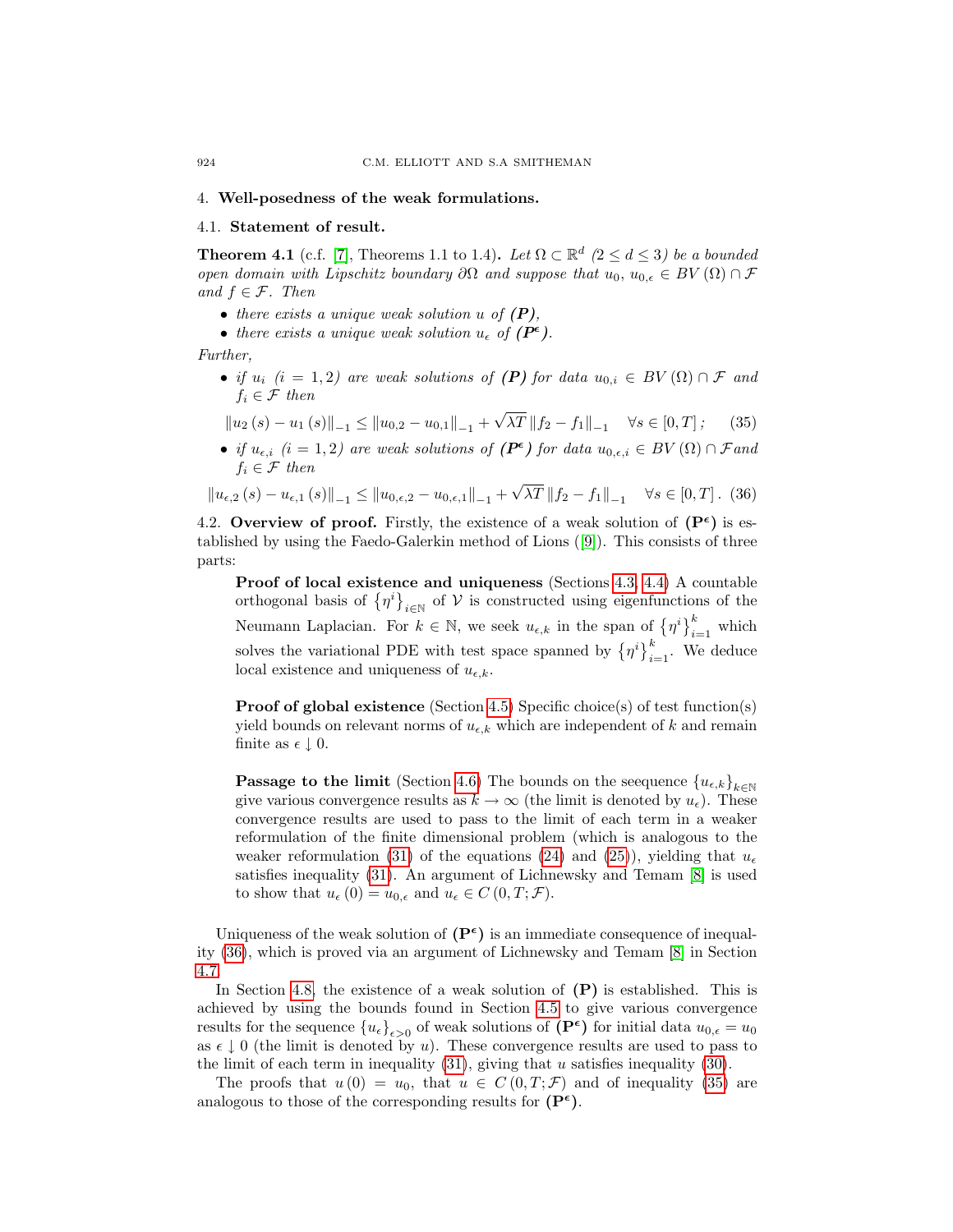## 4. Well-posedness of the weak formulations.

### 4.1. Statement of result.

**Theorem 4.1** (c.f. [7], Theorems 1.1 to 1.4)**.** *Let $\Omega \subset \mathbb{R}^d$ $(2 \leq d \leq 3)$ be a bounded open domain with Lipschitz boundary $\partial\Omega$ and suppose that $u_0$, $u_{0,\epsilon} \in BV(\Omega) \cap \mathcal{F}$ and $f \in \mathcal{F}$. Then*

- *there exists a unique weak solution $u$ of **(P)**,*
- *there exists a unique weak solution $u_\epsilon$ of **($\mathbf{P}^\epsilon$)**.*

*Further,*

- *if $u_i$ $(i = 1, 2)$ are weak solutions of **(P)** for data $u_{0,i} \in BV(\Omega) \cap \mathcal{F}$ and $f_i \in \mathcal{F}$ then*

$$\|u_2(s) - u_1(s)\|_{-1} \leq \|u_{0,2} - u_{0,1}\|_{-1} + \sqrt{\lambda T}\,\|f_2 - f_1\|_{-1} \quad \forall s \in [0, T]\,; \tag{35}$$

- *if $u_{\epsilon,i}$ $(i = 1, 2)$ are weak solutions of **($\mathbf{P}^\epsilon$)** for data $u_{0,\epsilon,i} \in BV(\Omega) \cap \mathcal{F}$ and $f_i \in \mathcal{F}$ then*

$$\|u_{\epsilon,2}(s) - u_{\epsilon,1}(s)\|_{-1} \leq \|u_{0,\epsilon,2} - u_{0,\epsilon,1}\|_{-1} + \sqrt{\lambda T}\,\|f_2 - f_1\|_{-1} \quad \forall s \in [0, T]\,. \tag{36}$$

### 4.2. Overview of proof.

Firstly, the existence of a weak solution of **($\mathbf{P}^\epsilon$)** is established by using the Faedo-Galerkin method of Lions ([9]). This consists of three parts:

> **Proof of local existence and uniqueness** (Sections 4.3, 4.4) A countable orthogonal basis of $\{\eta^i\}_{i\in\mathbb{N}}$ of $\mathcal{V}$ is constructed using eigenfunctions of the Neumann Laplacian. For $k \in \mathbb{N}$, we seek $u_{\epsilon,k}$ in the span of $\{\eta^i\}_{i=1}^k$ which solves the variational PDE with test space spanned by $\{\eta^i\}_{i=1}^k$. We deduce local existence and uniqueness of $u_{\epsilon,k}$.
>
> **Proof of global existence** (Section 4.5) Specific choice(s) of test function(s) yield bounds on relevant norms of $u_{\epsilon,k}$ which are independent of $k$ and remain finite as $\epsilon \downarrow 0$.
>
> **Passage to the limit** (Section 4.6) The bounds on the seequence $\{u_{\epsilon,k}\}_{k\in\mathbb{N}}$ give various convergence results as $k \to \infty$ (the limit is denoted by $u_\epsilon$). These convergence results are used to pass to the limit of each term in a weaker reformulation of the finite dimensional problem (which is analogous to the weaker reformulation (31) of the equations (24) and (25)), yielding that $u_\epsilon$ satisfies inequality (31). An argument of Lichnewsky and Temam [8] is used to show that $u_\epsilon(0) = u_{0,\epsilon}$ and $u_\epsilon \in C(0, T; \mathcal{F})$.

Uniqueness of the weak solution of **($\mathbf{P}^\epsilon$)** is an immediate consequence of inequality (36), which is proved via an argument of Lichnewsky and Temam [8] in Section 4.7.

In Section 4.8, the existence of a weak solution of **(P)** is established. This is achieved by using the bounds found in Section 4.5 to give various convergence results for the sequence $\{u_\epsilon\}_{\epsilon>0}$ of weak solutions of **($\mathbf{P}^\epsilon$)** for initial data $u_{0,\epsilon} = u_0$ as $\epsilon \downarrow 0$ (the limit is denoted by $u$). These convergence results are used to pass to the limit of each term in inequality (31), giving that $u$ satisfies inequality (30).

The proofs that $u(0) = u_0$, that $u \in C(0, T; \mathcal{F})$ and of inequality (35) are analogous to those of the corresponding results for **($\mathbf{P}^\epsilon$)**.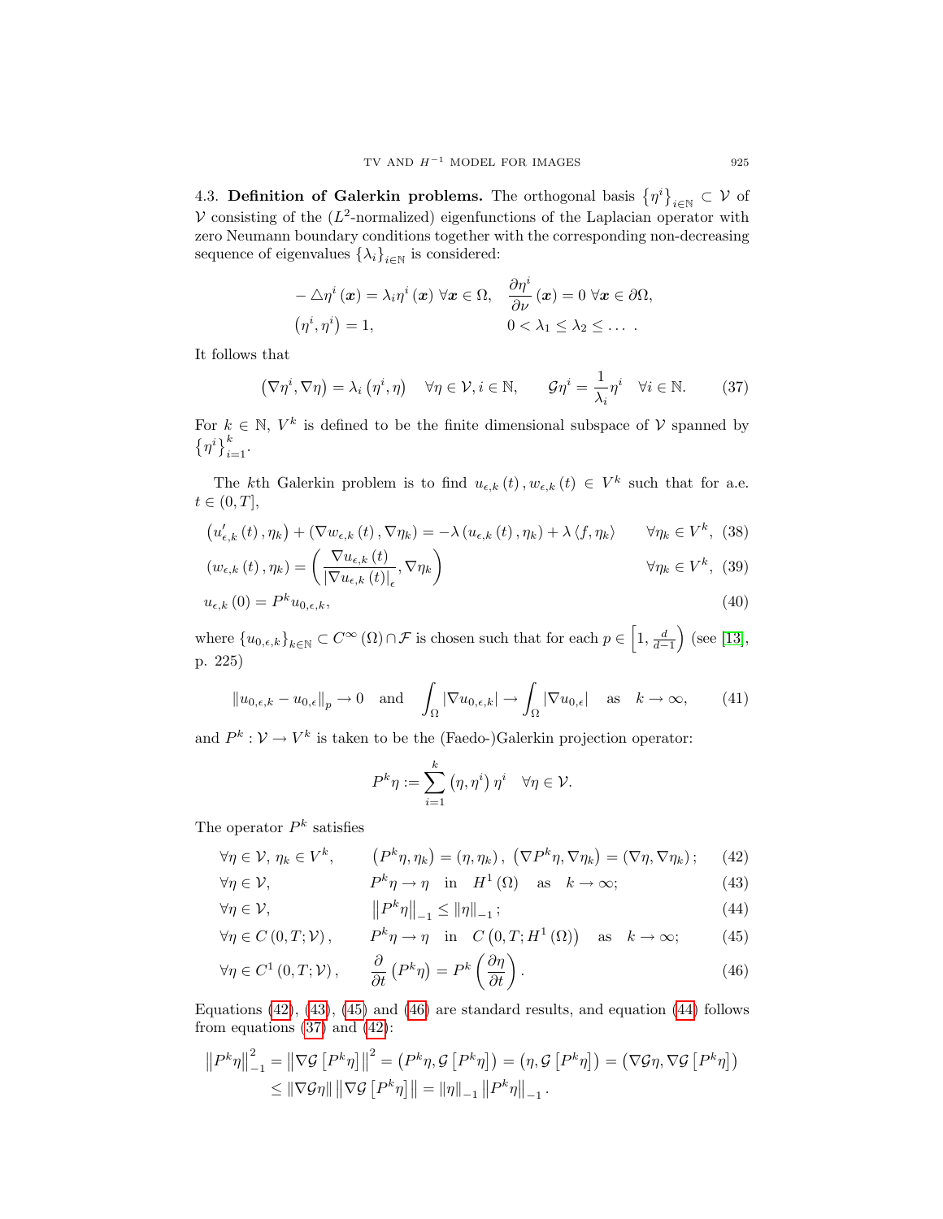4.3. **Definition of Galerkin problems.** The orthogonal basis $\{\eta^i\}_{i\in\mathbb{N}} \subset \mathcal{V}$ of $\mathcal{V}$ consisting of the ($L^2$-normalized) eigenfunctions of the Laplacian operator with zero Neumann boundary conditions together with the corresponding non-decreasing sequence of eigenvalues $\{\lambda_i\}_{i\in\mathbb{N}}$ is considered:

$$
\begin{aligned}
&-\triangle\eta^i(\boldsymbol{x}) = \lambda_i\eta^i(\boldsymbol{x})\ \forall \boldsymbol{x}\in\Omega, && \frac{\partial\eta^i}{\partial\nu}(\boldsymbol{x}) = 0\ \forall\boldsymbol{x}\in\partial\Omega,\\
&(\eta^i,\eta^i) = 1, && 0<\lambda_1\le\lambda_2\le\dots\,.
\end{aligned}
$$

It follows that

$$
\left(\nabla\eta^i,\nabla\eta\right) = \lambda_i\left(\eta^i,\eta\right)\quad\forall\eta\in\mathcal{V}, i\in\mathbb{N},\qquad \mathcal{G}\eta^i = \frac{1}{\lambda_i}\eta^i\quad\forall i\in\mathbb{N}. \tag{37}
$$

For $k\in\mathbb{N}$, $V^k$ is defined to be the finite dimensional subspace of $\mathcal{V}$ spanned by $\{\eta^i\}_{i=1}^k$.

The $k$th Galerkin problem is to find $u_{\epsilon,k}(t), w_{\epsilon,k}(t)\in V^k$ such that for a.e. $t\in(0,T]$,

$$
\left(u'_{\epsilon,k}(t),\eta_k\right) + \left(\nabla w_{\epsilon,k}(t),\nabla\eta_k\right) = -\lambda\left(u_{\epsilon,k}(t),\eta_k\right) + \lambda\langle f,\eta_k\rangle\qquad\forall\eta_k\in V^k, \tag{38}
$$

$$
\left(w_{\epsilon,k}(t),\eta_k\right) = \left(\frac{\nabla u_{\epsilon,k}(t)}{|\nabla u_{\epsilon,k}(t)|_\epsilon},\nabla\eta_k\right)\qquad\forall\eta_k\in V^k, \tag{39}
$$

$$
u_{\epsilon,k}(0) = P^k u_{0,\epsilon,k}, \tag{40}
$$

where $\{u_{0,\epsilon,k}\}_{k\in\mathbb{N}}\subset C^\infty(\Omega)\cap\mathcal{F}$ is chosen such that for each $p\in\left[1,\frac{d}{d-1}\right)$ (see [13], p. 225)

$$
\|u_{0,\epsilon,k}-u_{0,\epsilon}\|_p\to 0\quad\text{and}\quad\int_\Omega|\nabla u_{0,\epsilon,k}|\to\int_\Omega|\nabla u_{0,\epsilon}|\quad\text{as}\quad k\to\infty, \tag{41}
$$

and $P^k:\mathcal{V}\to V^k$ is taken to be the (Faedo-)Galerkin projection operator:

$$
P^k\eta := \sum_{i=1}^k\left(\eta,\eta^i\right)\eta^i\quad\forall\eta\in\mathcal{V}.
$$

The operator $P^k$ satisfies

$$
\forall\eta\in\mathcal{V},\ \eta_k\in V^k,\qquad \left(P^k\eta,\eta_k\right) = (\eta,\eta_k),\ \left(\nabla P^k\eta,\nabla\eta_k\right) = (\nabla\eta,\nabla\eta_k); \tag{42}
$$

$$
\forall\eta\in\mathcal{V},\qquad P^k\eta\to\eta\quad\text{in}\quad H^1(\Omega)\quad\text{as}\quad k\to\infty; \tag{43}
$$

$$
\forall\eta\in\mathcal{V},\qquad \left\|P^k\eta\right\|_{-1}\le\|\eta\|_{-1}; \tag{44}
$$

$$
\forall\eta\in C(0,T;\mathcal{V}),\qquad P^k\eta\to\eta\quad\text{in}\quad C\left(0,T;H^1(\Omega)\right)\quad\text{as}\quad k\to\infty; \tag{45}
$$

$$
\forall\eta\in C^1(0,T;\mathcal{V}),\qquad \frac{\partial}{\partial t}\left(P^k\eta\right) = P^k\left(\frac{\partial\eta}{\partial t}\right). \tag{46}
$$

Equations (42), (43), (45) and (46) are standard results, and equation (44) follows from equations (37) and (42):

$$
\begin{aligned}
\left\|P^k\eta\right\|_{-1}^2 &= \left\|\nabla\mathcal{G}\left[P^k\eta\right]\right\|^2 = \left(P^k\eta,\mathcal{G}\left[P^k\eta\right]\right) = \left(\eta,\mathcal{G}\left[P^k\eta\right]\right) = \left(\nabla\mathcal{G}\eta,\nabla\mathcal{G}\left[P^k\eta\right]\right)\\
&\le\|\nabla\mathcal{G}\eta\|\left\|\nabla\mathcal{G}\left[P^k\eta\right]\right\| = \|\eta\|_{-1}\left\|P^k\eta\right\|_{-1}.
\end{aligned}
$$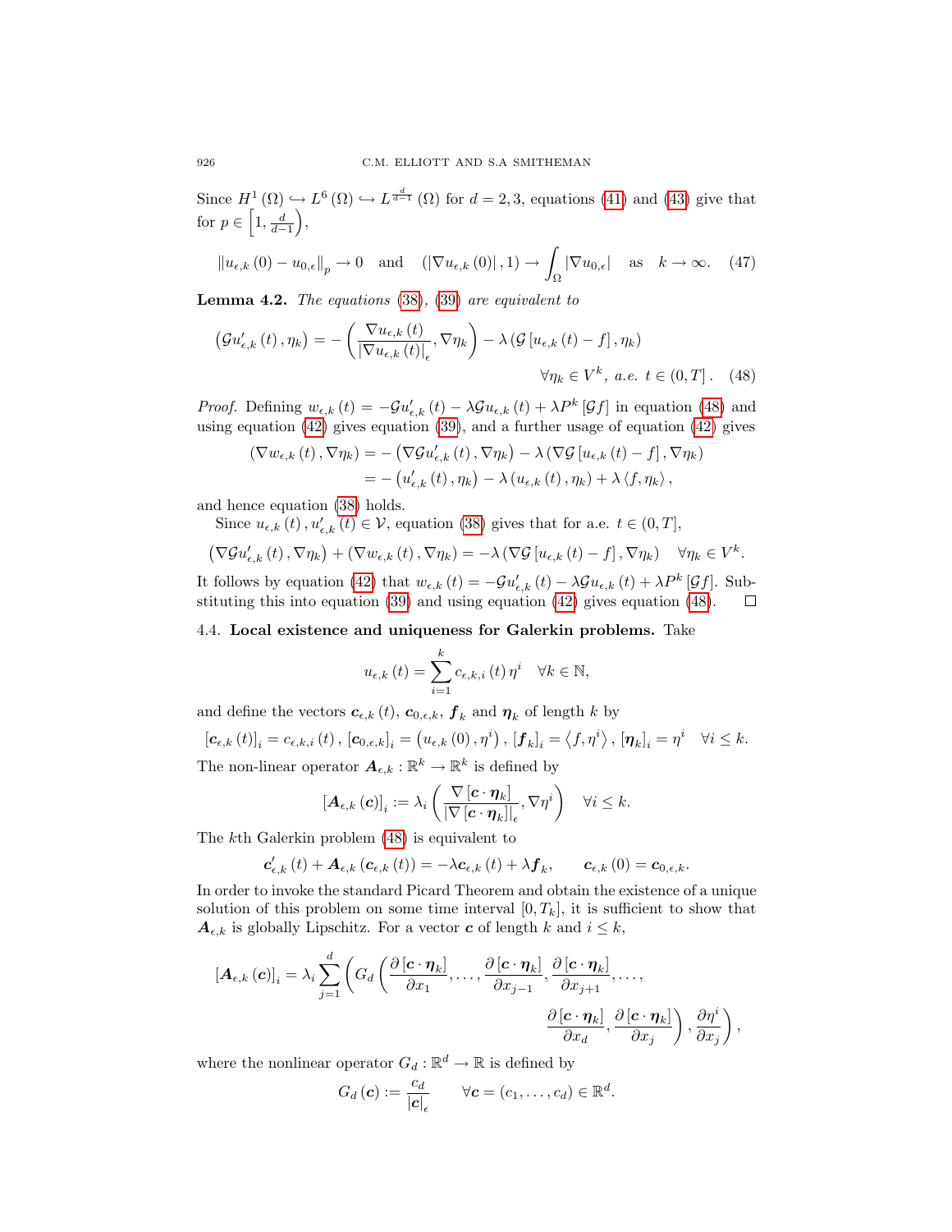Since $H^1(\Omega) \hookrightarrow L^6(\Omega) \hookrightarrow L^{\frac{d}{d-1}}(\Omega)$ for $d = 2, 3$, equations (41) and (43) give that for $p \in \left[1, \frac{d}{d-1}\right)$,

$$\left\|u_{\epsilon,k}(0) - u_{0,\epsilon}\right\|_p \to 0 \quad \text{and} \quad \left(\left|\nabla u_{\epsilon,k}(0)\right|, 1\right) \to \int_\Omega \left|\nabla u_{0,\epsilon}\right| \quad \text{as} \quad k \to \infty. \tag{47}$$

**Lemma 4.2.** *The equations* (38), (39) *are equivalent to*

$$\left(\mathcal{G}u'_{\epsilon,k}(t), \eta_k\right) = -\left(\frac{\nabla u_{\epsilon,k}(t)}{\left|\nabla u_{\epsilon,k}(t)\right|_\epsilon}, \nabla \eta_k\right) - \lambda\left(\mathcal{G}\left[u_{\epsilon,k}(t) - f\right], \eta_k\right)$$
$$\forall \eta_k \in V^k, \text{ a.e. } t \in (0, T]. \tag{48}$$

*Proof.* Defining $w_{\epsilon,k}(t) = -\mathcal{G}u'_{\epsilon,k}(t) - \lambda\mathcal{G}u_{\epsilon,k}(t) + \lambda P^k[\mathcal{G}f]$ in equation (48) and using equation (42) gives equation (39), and a further usage of equation (42) gives

$$\begin{aligned}
\left(\nabla w_{\epsilon,k}(t), \nabla \eta_k\right) &= -\left(\nabla \mathcal{G}u'_{\epsilon,k}(t), \nabla \eta_k\right) - \lambda\left(\nabla \mathcal{G}\left[u_{\epsilon,k}(t) - f\right], \nabla \eta_k\right) \\
&= -\left(u'_{\epsilon,k}(t), \eta_k\right) - \lambda\left(u_{\epsilon,k}(t), \eta_k\right) + \lambda\left\langle f, \eta_k\right\rangle,
\end{aligned}$$

and hence equation (38) holds.

Since $u_{\epsilon,k}(t), u'_{\epsilon,k}(t) \in \mathcal{V}$, equation (38) gives that for a.e. $t \in (0, T]$,

$$\left(\nabla \mathcal{G}u'_{\epsilon,k}(t), \nabla \eta_k\right) + \left(\nabla w_{\epsilon,k}(t), \nabla \eta_k\right) = -\lambda\left(\nabla \mathcal{G}\left[u_{\epsilon,k}(t) - f\right], \nabla \eta_k\right) \quad \forall \eta_k \in V^k.$$

It follows by equation (42) that $w_{\epsilon,k}(t) = -\mathcal{G}u'_{\epsilon,k}(t) - \lambda\mathcal{G}u_{\epsilon,k}(t) + \lambda P^k[\mathcal{G}f]$. Substituting this into equation (39) and using equation (42) gives equation (48). $\square$

4.4. **Local existence and uniqueness for Galerkin problems.** Take

$$u_{\epsilon,k}(t) = \sum_{i=1}^{k} c_{\epsilon,k,i}(t)\, \eta^i \quad \forall k \in \mathbb{N},$$

and define the vectors $\boldsymbol{c}_{\epsilon,k}(t)$, $\boldsymbol{c}_{0,\epsilon,k}$, $\boldsymbol{f}_k$ and $\boldsymbol{\eta}_k$ of length $k$ by

$$\left[\boldsymbol{c}_{\epsilon,k}(t)\right]_i = c_{\epsilon,k,i}(t),\ \left[\boldsymbol{c}_{0,\epsilon,k}\right]_i = \left(u_{\epsilon,k}(0), \eta^i\right),\ \left[\boldsymbol{f}_k\right]_i = \left\langle f, \eta^i\right\rangle,\ \left[\boldsymbol{\eta}_k\right]_i = \eta^i \quad \forall i \le k.$$

The non-linear operator $\boldsymbol{A}_{\epsilon,k} : \mathbb{R}^k \to \mathbb{R}^k$ is defined by

$$\left[\boldsymbol{A}_{\epsilon,k}(\boldsymbol{c})\right]_i := \lambda_i\left(\frac{\nabla\left[\boldsymbol{c} \cdot \boldsymbol{\eta}_k\right]}{\left|\nabla\left[\boldsymbol{c} \cdot \boldsymbol{\eta}_k\right]\right|_\epsilon}, \nabla \eta^i\right) \quad \forall i \le k.$$

The $k$th Galerkin problem (48) is equivalent to

$$\boldsymbol{c}'_{\epsilon,k}(t) + \boldsymbol{A}_{\epsilon,k}\left(\boldsymbol{c}_{\epsilon,k}(t)\right) = -\lambda \boldsymbol{c}_{\epsilon,k}(t) + \lambda \boldsymbol{f}_k, \qquad \boldsymbol{c}_{\epsilon,k}(0) = \boldsymbol{c}_{0,\epsilon,k}.$$

In order to invoke the standard Picard Theorem and obtain the existence of a unique solution of this problem on some time interval $[0, T_k]$, it is sufficient to show that $\boldsymbol{A}_{\epsilon,k}$ is globally Lipschitz. For a vector $\boldsymbol{c}$ of length $k$ and $i \le k$,

$$\left[\boldsymbol{A}_{\epsilon,k}(\boldsymbol{c})\right]_i = \lambda_i \sum_{j=1}^{d}\left(G_d\left(\frac{\partial\left[\boldsymbol{c} \cdot \boldsymbol{\eta}_k\right]}{\partial x_1}, \ldots, \frac{\partial\left[\boldsymbol{c} \cdot \boldsymbol{\eta}_k\right]}{\partial x_{j-1}}, \frac{\partial\left[\boldsymbol{c} \cdot \boldsymbol{\eta}_k\right]}{\partial x_{j+1}}, \ldots, \frac{\partial\left[\boldsymbol{c} \cdot \boldsymbol{\eta}_k\right]}{\partial x_d}, \frac{\partial\left[\boldsymbol{c} \cdot \boldsymbol{\eta}_k\right]}{\partial x_j}\right), \frac{\partial \eta^i}{\partial x_j}\right),$$

where the nonlinear operator $G_d : \mathbb{R}^d \to \mathbb{R}$ is defined by

$$G_d(\boldsymbol{c}) := \frac{c_d}{|\boldsymbol{c}|_\epsilon} \qquad \forall \boldsymbol{c} = (c_1, \ldots, c_d) \in \mathbb{R}^d.$$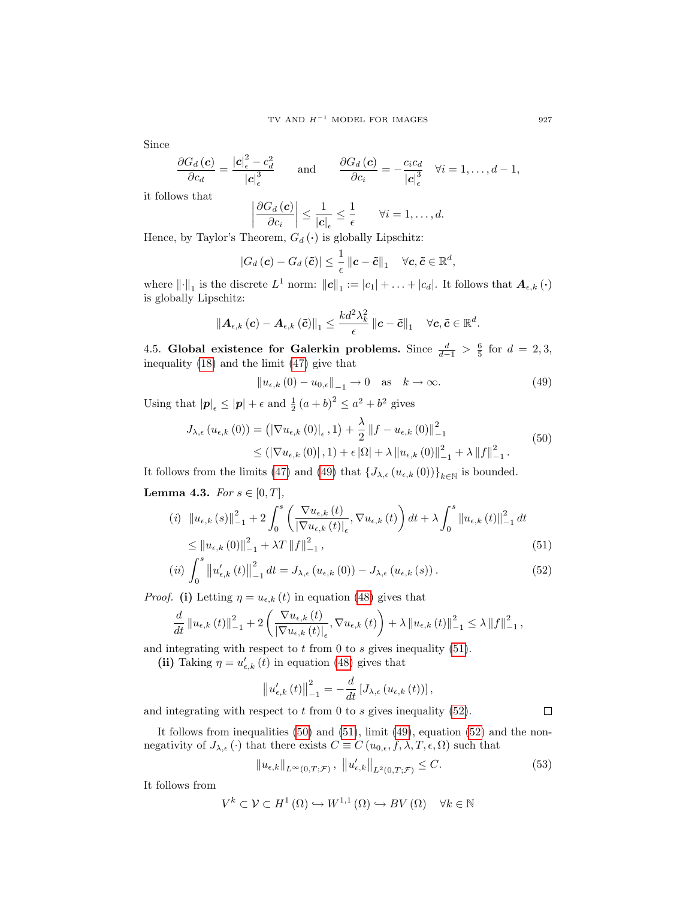Since

$$\frac{\partial G_d(\boldsymbol{c})}{\partial c_d} = \frac{|\boldsymbol{c}|_\epsilon^2 - c_d^2}{|\boldsymbol{c}|_\epsilon^3} \qquad \text{and} \qquad \frac{\partial G_d(\boldsymbol{c})}{\partial c_i} = -\frac{c_i c_d}{|\boldsymbol{c}|_\epsilon^3} \quad \forall i = 1, \ldots, d-1,$$

it follows that

$$\left| \frac{\partial G_d(\boldsymbol{c})}{\partial c_i} \right| \le \frac{1}{|\boldsymbol{c}|_\epsilon} \le \frac{1}{\epsilon} \qquad \forall i = 1, \ldots, d.$$

Hence, by Taylor's Theorem, $G_d(\cdot)$ is globally Lipschitz:

$$|G_d(\boldsymbol{c}) - G_d(\tilde{\boldsymbol{c}})| \le \frac{1}{\epsilon} \|\boldsymbol{c} - \tilde{\boldsymbol{c}}\|_1 \quad \forall \boldsymbol{c}, \tilde{\boldsymbol{c}} \in \mathbb{R}^d,$$

where $\|\cdot\|_1$ is the discrete $L^1$ norm: $\|\boldsymbol{c}\|_1 := |c_1| + \ldots + |c_d|$. It follows that $\boldsymbol{A}_{\epsilon,k}(\cdot)$ is globally Lipschitz:

$$\|\boldsymbol{A}_{\epsilon,k}(\boldsymbol{c}) - \boldsymbol{A}_{\epsilon,k}(\tilde{\boldsymbol{c}})\|_1 \le \frac{k d^2 \lambda_k^2}{\epsilon} \|\boldsymbol{c} - \tilde{\boldsymbol{c}}\|_1 \quad \forall \boldsymbol{c}, \tilde{\boldsymbol{c}} \in \mathbb{R}^d.$$

4.5. **Global existence for Galerkin problems.** Since $\frac{d}{d-1} > \frac{6}{5}$ for $d = 2, 3$, inequality (18) and the limit (47) give that

$$\|u_{\epsilon,k}(0) - u_{0,\epsilon}\|_{-1} \to 0 \quad \text{as} \quad k \to \infty. \tag{49}$$

Using that $|\boldsymbol{p}|_\epsilon \le |\boldsymbol{p}| + \epsilon$ and $\frac{1}{2}(a+b)^2 \le a^2 + b^2$ gives

$$\begin{aligned} J_{\lambda,\epsilon}(u_{\epsilon,k}(0)) &= \left(|\nabla u_{\epsilon,k}(0)|_\epsilon, 1\right) + \frac{\lambda}{2} \|f - u_{\epsilon,k}(0)\|_{-1}^2 \\ &\le (|\nabla u_{\epsilon,k}(0)|, 1) + \epsilon |\Omega| + \lambda \|u_{\epsilon,k}(0)\|_{-1}^2 + \lambda \|f\|_{-1}^2. \end{aligned} \tag{50}$$

It follows from the limits (47) and (49) that $\{J_{\lambda,\epsilon}(u_{\epsilon,k}(0))\}_{k\in\mathbb{N}}$ is bounded.

**Lemma 4.3.** *For $s \in [0, T]$,*

$$(i) \ \ \|u_{\epsilon,k}(s)\|_{-1}^2 + 2\int_0^s \left( \frac{\nabla u_{\epsilon,k}(t)}{|\nabla u_{\epsilon,k}(t)|_\epsilon}, \nabla u_{\epsilon,k}(t) \right) dt + \lambda \int_0^s \|u_{\epsilon,k}(t)\|_{-1}^2 \, dt$$
$$\le \|u_{\epsilon,k}(0)\|_{-1}^2 + \lambda T \|f\|_{-1}^2, \tag{51}$$

$$(ii) \ \int_0^s \left\|u'_{\epsilon,k}(t)\right\|_{-1}^2 dt = J_{\lambda,\epsilon}(u_{\epsilon,k}(0)) - J_{\lambda,\epsilon}(u_{\epsilon,k}(s)). \tag{52}$$

*Proof.* **(i)** Letting $\eta = u_{\epsilon,k}(t)$ in equation (48) gives that

$$\frac{d}{dt} \|u_{\epsilon,k}(t)\|_{-1}^2 + 2\left( \frac{\nabla u_{\epsilon,k}(t)}{|\nabla u_{\epsilon,k}(t)|_\epsilon}, \nabla u_{\epsilon,k}(t) \right) + \lambda \|u_{\epsilon,k}(t)\|_{-1}^2 \le \lambda \|f\|_{-1}^2,$$

and integrating with respect to $t$ from 0 to $s$ gives inequality (51).

**(ii)** Taking $\eta = u'_{\epsilon,k}(t)$ in equation (48) gives that

$$\left\|u'_{\epsilon,k}(t)\right\|_{-1}^2 = -\frac{d}{dt}\left[J_{\lambda,\epsilon}(u_{\epsilon,k}(t))\right],$$

and integrating with respect to $t$ from 0 to $s$ gives inequality (52). $\square$

It follows from inequalities (50) and (51), limit (49), equation (52) and the non-negativity of $J_{\lambda,\epsilon}(\cdot)$ that there exists $C \equiv C(u_{0,\epsilon}, f, \lambda, T, \epsilon, \Omega)$ such that

$$\|u_{\epsilon,k}\|_{L^\infty(0,T;\mathcal{F})}, \ \left\|u'_{\epsilon,k}\right\|_{L^2(0,T;\mathcal{F})} \le C. \tag{53}$$

It follows from

$$V^k \subset \mathcal{V} \subset H^1(\Omega) \hookrightarrow W^{1,1}(\Omega) \hookrightarrow BV(\Omega) \quad \forall k \in \mathbb{N}$$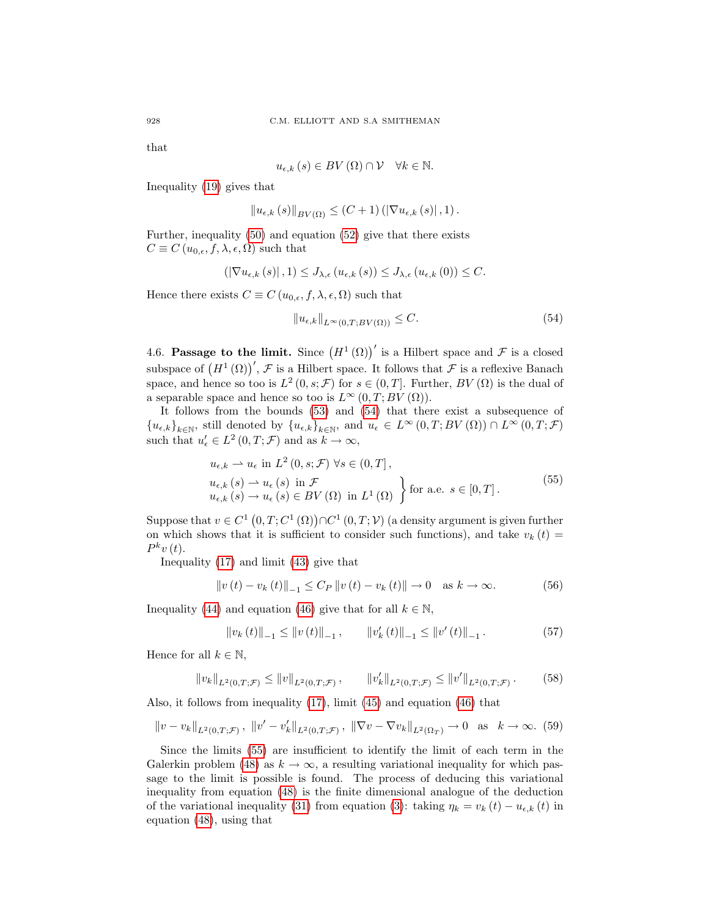that

$$u_{\epsilon,k}(s) \in BV(\Omega) \cap \mathcal{V} \quad \forall k \in \mathbb{N}.$$

Inequality (19) gives that

$$\|u_{\epsilon,k}(s)\|_{BV(\Omega)} \leq (C+1)\left(|\nabla u_{\epsilon,k}(s)|, 1\right).$$

Further, inequality (50) and equation (52) give that there exists $C \equiv C(u_{0,\epsilon}, f, \lambda, \epsilon, \Omega)$ such that

$$\left(|\nabla u_{\epsilon,k}(s)|, 1\right) \leq J_{\lambda,\epsilon}(u_{\epsilon,k}(s)) \leq J_{\lambda,\epsilon}(u_{\epsilon,k}(0)) \leq C.$$

Hence there exists $C \equiv C(u_{0,\epsilon}, f, \lambda, \epsilon, \Omega)$ such that

$$\|u_{\epsilon,k}\|_{L^\infty(0,T;BV(\Omega))} \leq C. \tag{54}$$

4.6. **Passage to the limit.** Since $\left(H^1(\Omega)\right)'$ is a Hilbert space and $\mathcal{F}$ is a closed subspace of $\left(H^1(\Omega)\right)'$, $\mathcal{F}$ is a Hilbert space. It follows that $\mathcal{F}$ is a reflexive Banach space, and hence so too is $L^2(0,s;\mathcal{F})$ for $s \in (0,T]$. Further, $BV(\Omega)$ is the dual of a separable space and hence so too is $L^\infty(0,T;BV(\Omega))$.

It follows from the bounds (53) and (54) that there exist a subsequence of $\{u_{\epsilon,k}\}_{k\in\mathbb{N}}$, still denoted by $\{u_{\epsilon,k}\}_{k\in\mathbb{N}}$, and $u_\epsilon \in L^\infty(0,T;BV(\Omega)) \cap L^\infty(0,T;\mathcal{F})$ such that $u_\epsilon' \in L^2(0,T;\mathcal{F})$ and as $k \to \infty$,

$$\begin{aligned}
&u_{\epsilon,k} \rightharpoonup u_\epsilon \text{ in } L^2(0,s;\mathcal{F}) \ \forall s \in (0,T], \\
&\left.\begin{aligned}
&u_{\epsilon,k}(s) \rightharpoonup u_\epsilon(s) \text{ in } \mathcal{F} \\
&u_{\epsilon,k}(s) \to u_\epsilon(s) \in BV(\Omega) \text{ in } L^1(\Omega)
\end{aligned}\right\} \text{for a.e. } s \in [0,T].
\end{aligned} \tag{55}$$

Suppose that $v \in C^1\left(0,T;C^1(\Omega)\right) \cap C^1(0,T;\mathcal{V})$ (a density argument is given further on which shows that it is sufficient to consider such functions), and take $v_k(t) = P^k v(t)$.

Inequality (17) and limit (43) give that

$$\|v(t) - v_k(t)\|_{-1} \leq C_P \|v(t) - v_k(t)\| \to 0 \quad \text{as } k \to \infty. \tag{56}$$

Inequality (44) and equation (46) give that for all $k \in \mathbb{N}$,

$$\|v_k(t)\|_{-1} \leq \|v(t)\|_{-1}, \qquad \|v_k'(t)\|_{-1} \leq \|v'(t)\|_{-1}. \tag{57}$$

Hence for all $k \in \mathbb{N}$,

$$\|v_k\|_{L^2(0,T;\mathcal{F})} \leq \|v\|_{L^2(0,T;\mathcal{F})}, \qquad \|v_k'\|_{L^2(0,T;\mathcal{F})} \leq \|v'\|_{L^2(0,T;\mathcal{F})}. \tag{58}$$

Also, it follows from inequality (17), limit (45) and equation (46) that

$$\|v - v_k\|_{L^2(0,T;\mathcal{F})}, \ \|v' - v_k'\|_{L^2(0,T;\mathcal{F})}, \ \|\nabla v - \nabla v_k\|_{L^2(\Omega_T)} \to 0 \quad \text{as} \quad k \to \infty. \tag{59}$$

Since the limits (55) are insufficient to identify the limit of each term in the Galerkin problem (48) as $k \to \infty$, a resulting variational inequality for which passage to the limit is possible is found. The process of deducing this variational inequality from equation (48) is the finite dimensional analogue of the deduction of the variational inequality (31) from equation (3): taking $\eta_k = v_k(t) - u_{\epsilon,k}(t)$ in equation (48), using that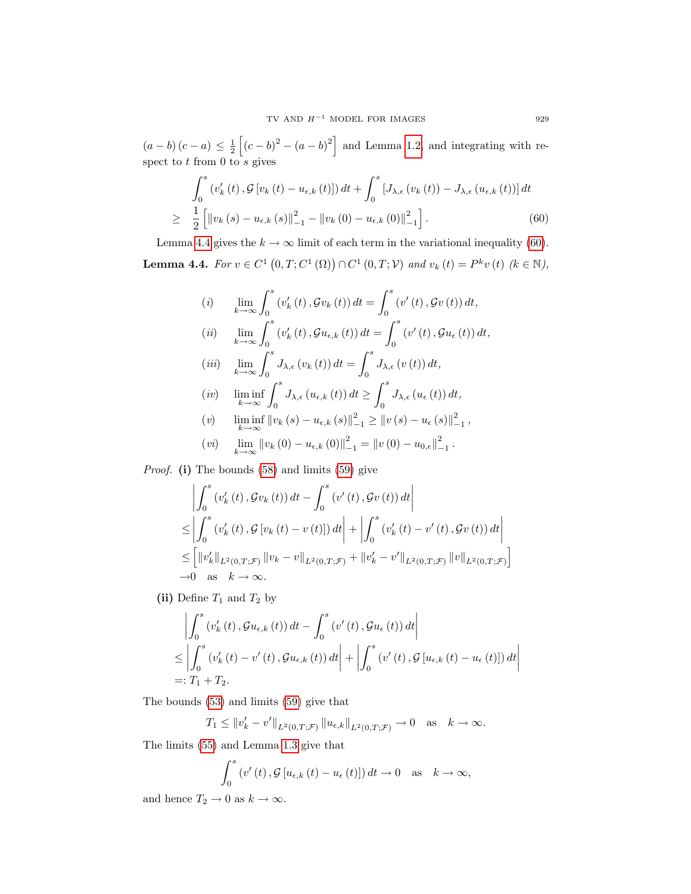$(a-b)(c-a) \leq \frac{1}{2}\left[(c-b)^2 - (a-b)^2\right]$ and Lemma 1.2, and integrating with respect to $t$ from 0 to $s$ gives

$$
\begin{aligned}
&\int_0^s \left(v_k'(t), \mathcal{G}\left[v_k(t) - u_{\epsilon,k}(t)\right]\right) dt + \int_0^s \left[J_{\lambda,\epsilon}(v_k(t)) - J_{\lambda,\epsilon}(u_{\epsilon,k}(t))\right] dt \\
\geq \;& \frac{1}{2}\left[\|v_k(s) - u_{\epsilon,k}(s)\|_{-1}^2 - \|v_k(0) - u_{\epsilon,k}(0)\|_{-1}^2\right]. \qquad (60)
\end{aligned}
$$

Lemma 4.4 gives the $k \to \infty$ limit of each term in the variational inequality (60).

**Lemma 4.4.** *For $v \in C^1\left(0,T;C^1(\Omega)\right) \cap C^1(0,T;\mathcal{V})$ and $v_k(t) = P^k v(t)$ $(k \in \mathbb{N})$,*

$$
\begin{aligned}
&(i) \qquad \lim_{k\to\infty} \int_0^s \left(v_k'(t), \mathcal{G}v_k(t)\right) dt = \int_0^s \left(v'(t), \mathcal{G}v(t)\right) dt, \\
&(ii) \qquad \lim_{k\to\infty} \int_0^s \left(v_k'(t), \mathcal{G}u_{\epsilon,k}(t)\right) dt = \int_0^s \left(v'(t), \mathcal{G}u_\epsilon(t)\right) dt, \\
&(iii) \qquad \lim_{k\to\infty} \int_0^s J_{\lambda,\epsilon}(v_k(t))\, dt = \int_0^s J_{\lambda,\epsilon}(v(t))\, dt, \\
&(iv) \qquad \liminf_{k\to\infty} \int_0^s J_{\lambda,\epsilon}(u_{\epsilon,k}(t))\, dt \geq \int_0^s J_{\lambda,\epsilon}(u_\epsilon(t))\, dt, \\
&(v) \qquad \liminf_{k\to\infty} \|v_k(s) - u_{\epsilon,k}(s)\|_{-1}^2 \geq \|v(s) - u_\epsilon(s)\|_{-1}^2, \\
&(vi) \qquad \lim_{k\to\infty} \|v_k(0) - u_{\epsilon,k}(0)\|_{-1}^2 = \|v(0) - u_{0,\epsilon}\|_{-1}^2.
\end{aligned}
$$

*Proof.* **(i)** The bounds (58) and limits (59) give

$$
\begin{aligned}
&\left|\int_0^s \left(v_k'(t), \mathcal{G}v_k(t)\right) dt - \int_0^s \left(v'(t), \mathcal{G}v(t)\right) dt\right| \\
\leq &\left|\int_0^s \left(v_k'(t), \mathcal{G}\left[v_k(t) - v(t)\right]\right) dt\right| + \left|\int_0^s \left(v_k'(t) - v'(t), \mathcal{G}v(t)\right) dt\right| \\
\leq &\left[\|v_k'\|_{L^2(0,T;\mathcal{F})}\|v_k - v\|_{L^2(0,T;\mathcal{F})} + \|v_k' - v'\|_{L^2(0,T;\mathcal{F})}\|v\|_{L^2(0,T;\mathcal{F})}\right] \\
\to &0 \quad \text{as} \quad k \to \infty.
\end{aligned}
$$

**(ii)** Define $T_1$ and $T_2$ by

$$
\begin{aligned}
&\left|\int_0^s \left(v_k'(t), \mathcal{G}u_{\epsilon,k}(t)\right) dt - \int_0^s \left(v'(t), \mathcal{G}u_\epsilon(t)\right) dt\right| \\
\leq &\left|\int_0^s \left(v_k'(t) - v'(t), \mathcal{G}u_{\epsilon,k}(t)\right) dt\right| + \left|\int_0^s \left(v'(t), \mathcal{G}\left[u_{\epsilon,k}(t) - u_\epsilon(t)\right]\right) dt\right| \\
=: &\,T_1 + T_2.
\end{aligned}
$$

The bounds (53) and limits (59) give that

$$
T_1 \leq \|v_k' - v'\|_{L^2(0,T;\mathcal{F})}\|u_{\epsilon,k}\|_{L^2(0,T;\mathcal{F})} \to 0 \quad \text{as} \quad k \to \infty.
$$

The limits (55) and Lemma 1.3 give that

$$
\int_0^s \left(v'(t), \mathcal{G}\left[u_{\epsilon,k}(t) - u_\epsilon(t)\right]\right) dt \to 0 \quad \text{as} \quad k \to \infty,
$$

and hence $T_2 \to 0$ as $k \to \infty$.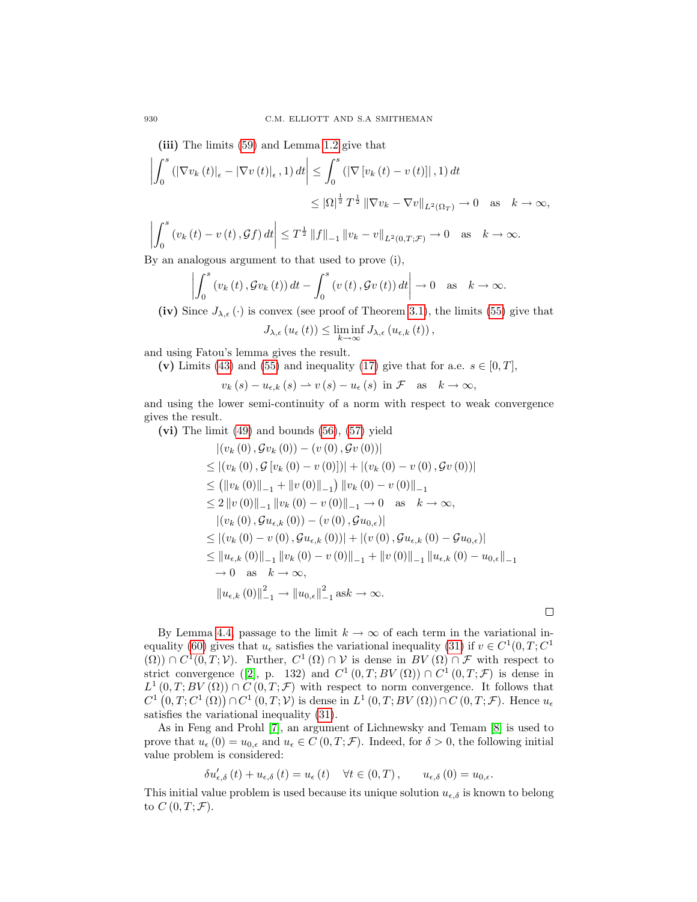**(iii)** The limits (59) and Lemma 1.2 give that

$$\left| \int_0^s \left( |\nabla v_k(t)|_\epsilon - |\nabla v(t)|_\epsilon , 1 \right) dt \right| \leq \int_0^s \left( |\nabla [v_k(t) - v(t)]| , 1 \right) dt$$

$$\leq |\Omega|^{\frac{1}{2}} T^{\frac{1}{2}} \|\nabla v_k - \nabla v\|_{L^2(\Omega_T)} \to 0 \quad \text{as} \quad k \to \infty,$$

$$\left| \int_0^s \left( v_k(t) - v(t), \mathcal{G} f \right) dt \right| \leq T^{\frac{1}{2}} \|f\|_{-1} \|v_k - v\|_{L^2(0,T;\mathcal{F})} \to 0 \quad \text{as} \quad k \to \infty.$$

By an analogous argument to that used to prove (i),

$$\left| \int_0^s \left( v_k(t), \mathcal{G} v_k(t) \right) dt - \int_0^s \left( v(t), \mathcal{G} v(t) \right) dt \right| \to 0 \quad \text{as} \quad k \to \infty.$$

**(iv)** Since $J_{\lambda,\epsilon}(\cdot)$ is convex (see proof of Theorem 3.1), the limits (55) give that

$$J_{\lambda,\epsilon}(u_\epsilon(t)) \leq \liminf_{k\to\infty} J_{\lambda,\epsilon}(u_{\epsilon,k}(t)),$$

and using Fatou's lemma gives the result.

**(v)** Limits (43) and (55) and inequality (17) give that for a.e. $s \in [0,T]$,

$$v_k(s) - u_{\epsilon,k}(s) \rightharpoonup v(s) - u_\epsilon(s) \;\text{ in } \mathcal{F} \quad \text{as} \quad k \to \infty,$$

and using the lower semi-continuity of a norm with respect to weak convergence gives the result.

**(vi)** The limit (49) and bounds (56), (57) yield

$$\begin{aligned}
&\left| (v_k(0), \mathcal{G} v_k(0)) - (v(0), \mathcal{G} v(0)) \right| \\
&\leq \left| (v_k(0), \mathcal{G}[v_k(0) - v(0)]) \right| + \left| (v_k(0) - v(0), \mathcal{G} v(0)) \right| \\
&\leq \left( \|v_k(0)\|_{-1} + \|v(0)\|_{-1} \right) \|v_k(0) - v(0)\|_{-1} \\
&\leq 2 \|v(0)\|_{-1} \|v_k(0) - v(0)\|_{-1} \to 0 \quad \text{as} \quad k \to \infty, \\
&\left| (v_k(0), \mathcal{G} u_{\epsilon,k}(0)) - (v(0), \mathcal{G} u_{0,\epsilon}) \right| \\
&\leq \left| (v_k(0) - v(0), \mathcal{G} u_{\epsilon,k}(0)) \right| + \left| (v(0), \mathcal{G} u_{\epsilon,k}(0) - \mathcal{G} u_{0,\epsilon}) \right| \\
&\leq \|u_{\epsilon,k}(0)\|_{-1} \|v_k(0) - v(0)\|_{-1} + \|v(0)\|_{-1} \|u_{\epsilon,k}(0) - u_{0,\epsilon}\|_{-1} \\
&\quad \to 0 \quad \text{as} \quad k \to \infty, \\
&\|u_{\epsilon,k}(0)\|_{-1}^2 \to \|u_{0,\epsilon}\|_{-1}^2 \text{ as} k \to \infty.
\end{aligned}$$

∎

By Lemma 4.4, passage to the limit $k \to \infty$ of each term in the variational inequality (60) gives that $u_\epsilon$ satisfies the variational inequality (31) if $v \in C^1(0,T;C^1(\Omega)) \cap C^1(0,T;\mathcal{V})$. Further, $C^1(\Omega) \cap \mathcal{V}$ is dense in $BV(\Omega) \cap \mathcal{F}$ with respect to strict convergence ([2], p. 132) and $C^1(0,T;BV(\Omega)) \cap C^1(0,T;\mathcal{F})$ is dense in $L^1(0,T;BV(\Omega)) \cap C(0,T;\mathcal{F})$ with respect to norm convergence. It follows that $C^1\left(0,T;C^1(\Omega)\right) \cap C^1(0,T;\mathcal{V})$ is dense in $L^1(0,T;BV(\Omega)) \cap C(0,T;\mathcal{F})$. Hence $u_\epsilon$ satisfies the variational inequality (31).

As in Feng and Prohl [7], an argument of Lichnewsky and Temam [8] is used to prove that $u_\epsilon(0) = u_{0,\epsilon}$ and $u_\epsilon \in C(0,T;\mathcal{F})$. Indeed, for $\delta > 0$, the following initial value problem is considered:

$$\delta u'_{\epsilon,\delta}(t) + u_{\epsilon,\delta}(t) = u_\epsilon(t) \quad \forall t \in (0,T), \qquad u_{\epsilon,\delta}(0) = u_{0,\epsilon}.$$

This initial value problem is used because its unique solution $u_{\epsilon,\delta}$ is known to belong to $C(0,T;\mathcal{F})$.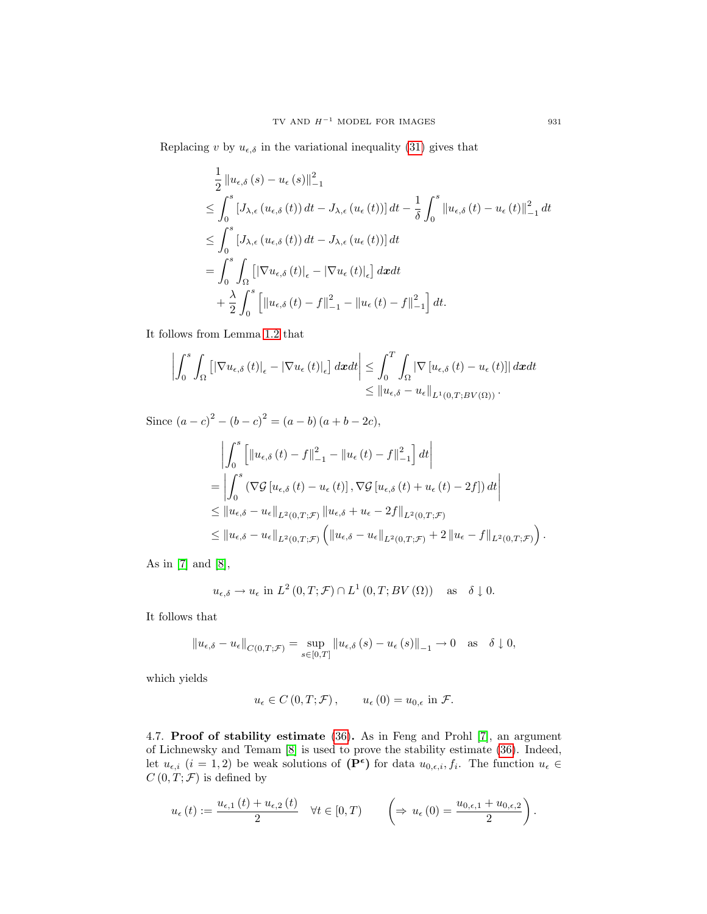Replacing $v$ by $u_{\epsilon,\delta}$ in the variational inequality (31) gives that

$$
\begin{aligned}
&\frac{1}{2}\left\|u_{\epsilon,\delta}(s)-u_{\epsilon}(s)\right\|_{-1}^{2} \\
&\leq \int_0^s \left[J_{\lambda,\epsilon}\left(u_{\epsilon,\delta}(t)\right)dt - J_{\lambda,\epsilon}\left(u_{\epsilon}(t)\right)\right]dt - \frac{1}{\delta}\int_0^s \left\|u_{\epsilon,\delta}(t)-u_{\epsilon}(t)\right\|_{-1}^{2}dt \\
&\leq \int_0^s \left[J_{\lambda,\epsilon}\left(u_{\epsilon,\delta}(t)\right)dt - J_{\lambda,\epsilon}\left(u_{\epsilon}(t)\right)\right]dt \\
&= \int_0^s \int_\Omega \left[\left|\nabla u_{\epsilon,\delta}(t)\right|_{\epsilon} - \left|\nabla u_{\epsilon}(t)\right|_{\epsilon}\right] d\boldsymbol{x}dt \\
&\quad + \frac{\lambda}{2}\int_0^s \left[\left\|u_{\epsilon,\delta}(t)-f\right\|_{-1}^{2} - \left\|u_{\epsilon}(t)-f\right\|_{-1}^{2}\right]dt.
\end{aligned}
$$

It follows from Lemma 1.2 that

$$
\begin{aligned}
\left|\int_0^s \int_\Omega \left[\left|\nabla u_{\epsilon,\delta}(t)\right|_{\epsilon} - \left|\nabla u_{\epsilon}(t)\right|_{\epsilon}\right] d\boldsymbol{x}dt\right| &\leq \int_0^T \int_\Omega \left|\nabla\left[u_{\epsilon,\delta}(t)-u_{\epsilon}(t)\right]\right| d\boldsymbol{x}dt \\
&\leq \left\|u_{\epsilon,\delta}-u_{\epsilon}\right\|_{L^1(0,T;BV(\Omega))}.
\end{aligned}
$$

Since $(a-c)^2-(b-c)^2=(a-b)(a+b-2c)$,

$$
\begin{aligned}
&\left|\int_0^s \left[\left\|u_{\epsilon,\delta}(t)-f\right\|_{-1}^{2} - \left\|u_{\epsilon}(t)-f\right\|_{-1}^{2}\right]dt\right| \\
&= \left|\int_0^s \left(\nabla\mathcal{G}\left[u_{\epsilon,\delta}(t)-u_{\epsilon}(t)\right], \nabla\mathcal{G}\left[u_{\epsilon,\delta}(t)+u_{\epsilon}(t)-2f\right]\right)dt\right| \\
&\leq \left\|u_{\epsilon,\delta}-u_{\epsilon}\right\|_{L^2(0,T;\mathcal{F})}\left\|u_{\epsilon,\delta}+u_{\epsilon}-2f\right\|_{L^2(0,T;\mathcal{F})} \\
&\leq \left\|u_{\epsilon,\delta}-u_{\epsilon}\right\|_{L^2(0,T;\mathcal{F})}\left(\left\|u_{\epsilon,\delta}-u_{\epsilon}\right\|_{L^2(0,T;\mathcal{F})} + 2\left\|u_{\epsilon}-f\right\|_{L^2(0,T;\mathcal{F})}\right).
\end{aligned}
$$

As in [7] and [8],

$$
u_{\epsilon,\delta} \to u_{\epsilon} \text{ in } L^2(0,T;\mathcal{F}) \cap L^1(0,T;BV(\Omega)) \quad \text{as} \quad \delta \downarrow 0.
$$

It follows that

$$
\left\|u_{\epsilon,\delta}-u_{\epsilon}\right\|_{C(0,T;\mathcal{F})} = \sup_{s\in[0,T]}\left\|u_{\epsilon,\delta}(s)-u_{\epsilon}(s)\right\|_{-1} \to 0 \quad \text{as} \quad \delta \downarrow 0,
$$

which yields

$$
u_{\epsilon} \in C(0,T;\mathcal{F}), \qquad u_{\epsilon}(0) = u_{0,\epsilon} \text{ in } \mathcal{F}.
$$

4.7. **Proof of stability estimate (36).** As in Feng and Prohl [7], an argument of Lichnewsky and Temam [8] is used to prove the stability estimate (36). Indeed, let $u_{\epsilon,i}$ $(i=1,2)$ be weak solutions of $\mathbf{(P^{\epsilon})}$ for data $u_{0,\epsilon,i}, f_i$. The function $u_{\epsilon} \in C(0,T;\mathcal{F})$ is defined by

$$
u_{\epsilon}(t) := \frac{u_{\epsilon,1}(t)+u_{\epsilon,2}(t)}{2} \quad \forall t \in [0,T) \qquad \left(\Rightarrow u_{\epsilon}(0) = \frac{u_{0,\epsilon,1}+u_{0,\epsilon,2}}{2}\right).
$$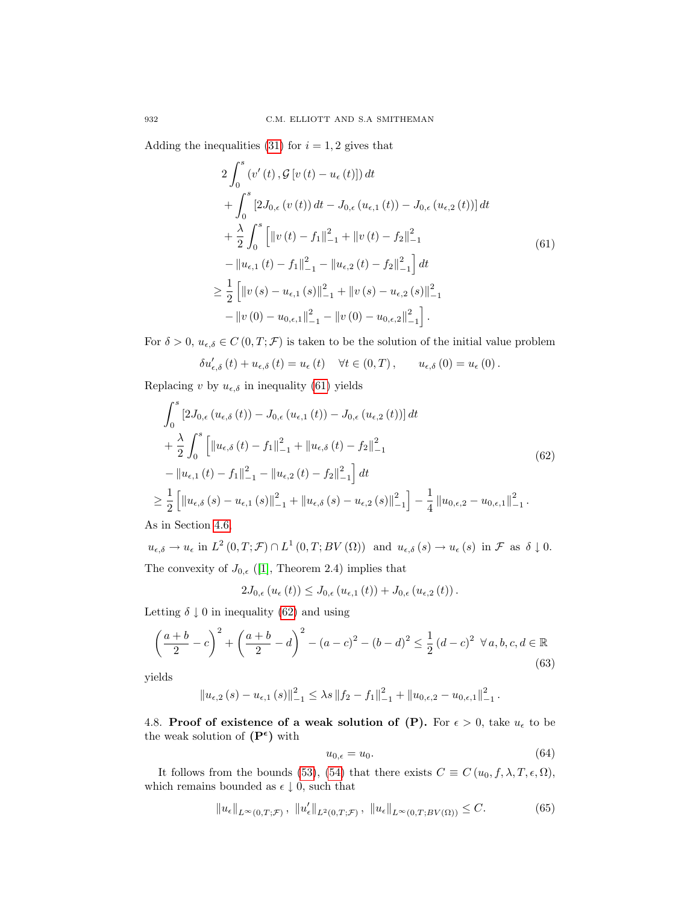Adding the inequalities (31) for $i = 1, 2$ gives that

$$
\begin{aligned}
&2\int_0^s \left(v'(t), \mathcal{G}\left[v(t) - u_\epsilon(t)\right]\right) dt \\
&+ \int_0^s \left[2J_{0,\epsilon}(v(t))\, dt - J_{0,\epsilon}(u_{\epsilon,1}(t)) - J_{0,\epsilon}(u_{\epsilon,2}(t))\right] dt \\
&+ \frac{\lambda}{2}\int_0^s \Big[\|v(t) - f_1\|_{-1}^2 + \|v(t) - f_2\|_{-1}^2 \\
&- \|u_{\epsilon,1}(t) - f_1\|_{-1}^2 - \|u_{\epsilon,2}(t) - f_2\|_{-1}^2\Big] dt \\
\geq\ &\frac{1}{2}\Big[\|v(s) - u_{\epsilon,1}(s)\|_{-1}^2 + \|v(s) - u_{\epsilon,2}(s)\|_{-1}^2 \\
&- \|v(0) - u_{0,\epsilon,1}\|_{-1}^2 - \|v(0) - u_{0,\epsilon,2}\|_{-1}^2\Big].
\end{aligned}
\tag{61}
$$

For $\delta > 0$, $u_{\epsilon,\delta} \in C(0,T;\mathcal{F})$ is taken to be the solution of the initial value problem

$$
\delta u_{\epsilon,\delta}'(t) + u_{\epsilon,\delta}(t) = u_\epsilon(t) \quad \forall t \in (0,T), \qquad u_{\epsilon,\delta}(0) = u_\epsilon(0).
$$

Replacing $v$ by $u_{\epsilon,\delta}$ in inequality (61) yields

$$
\begin{aligned}
&\int_0^s \left[2J_{0,\epsilon}(u_{\epsilon,\delta}(t)) - J_{0,\epsilon}(u_{\epsilon,1}(t)) - J_{0,\epsilon}(u_{\epsilon,2}(t))\right] dt \\
&+ \frac{\lambda}{2}\int_0^s \Big[\|u_{\epsilon,\delta}(t) - f_1\|_{-1}^2 + \|u_{\epsilon,\delta}(t) - f_2\|_{-1}^2 \\
&- \|u_{\epsilon,1}(t) - f_1\|_{-1}^2 - \|u_{\epsilon,2}(t) - f_2\|_{-1}^2\Big] dt \\
\geq\ &\frac{1}{2}\Big[\|u_{\epsilon,\delta}(s) - u_{\epsilon,1}(s)\|_{-1}^2 + \|u_{\epsilon,\delta}(s) - u_{\epsilon,2}(s)\|_{-1}^2\Big] - \frac{1}{4}\|u_{0,\epsilon,2} - u_{0,\epsilon,1}\|_{-1}^2.
\end{aligned}
\tag{62}
$$

As in Section 4.6,

$$
u_{\epsilon,\delta} \to u_\epsilon \text{ in } L^2(0,T;\mathcal{F}) \cap L^1(0,T;BV(\Omega)) \text{ and } u_{\epsilon,\delta}(s) \to u_\epsilon(s) \text{ in } \mathcal{F} \text{ as } \delta \downarrow 0.
$$

The convexity of $J_{0,\epsilon}$ ([1], Theorem 2.4) implies that

$$
2J_{0,\epsilon}(u_\epsilon(t)) \leq J_{0,\epsilon}(u_{\epsilon,1}(t)) + J_{0,\epsilon}(u_{\epsilon,2}(t)).
$$

Letting $\delta \downarrow 0$ in inequality (62) and using

$$
\left(\frac{a+b}{2} - c\right)^2 + \left(\frac{a+b}{2} - d\right)^2 - (a-c)^2 - (b-d)^2 \leq \frac{1}{2}(d-c)^2 \ \forall\, a,b,c,d \in \mathbb{R}
\tag{63}
$$

yields

$$
\|u_{\epsilon,2}(s) - u_{\epsilon,1}(s)\|_{-1}^2 \leq \lambda s \|f_2 - f_1\|_{-1}^2 + \|u_{0,\epsilon,2} - u_{0,\epsilon,1}\|_{-1}^2.
$$

4.8. **Proof of existence of a weak solution of (P).** For $\epsilon > 0$, take $u_\epsilon$ to be the weak solution of $\mathbf{(P^\epsilon)}$ with

$$
u_{0,\epsilon} = u_0. \tag{64}
$$

It follows from the bounds (53), (54) that there exists $C \equiv C(u_0, f, \lambda, T, \epsilon, \Omega)$, which remains bounded as $\epsilon \downarrow 0$, such that

$$
\|u_\epsilon\|_{L^\infty(0,T;\mathcal{F})},\ \|u_\epsilon'\|_{L^2(0,T;\mathcal{F})},\ \|u_\epsilon\|_{L^\infty(0,T;BV(\Omega))} \leq C. \tag{65}
$$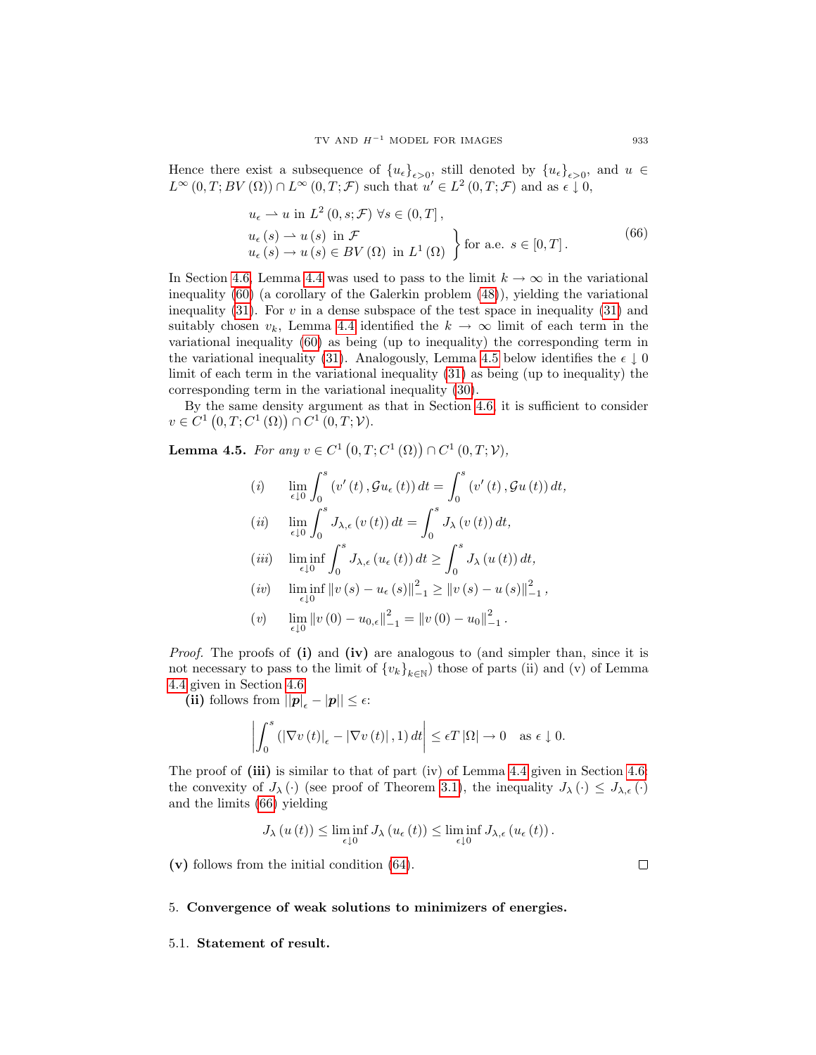Hence there exist a subsequence of $\{u_\epsilon\}_{\epsilon>0}$, still denoted by $\{u_\epsilon\}_{\epsilon>0}$, and $u \in L^\infty(0,T;BV(\Omega)) \cap L^\infty(0,T;\mathcal{F})$ such that $u' \in L^2(0,T;\mathcal{F})$ and as $\epsilon \downarrow 0$,

$$
\begin{aligned}
&u_\epsilon \rightharpoonup u \text{ in } L^2(0,s;\mathcal{F}) \ \forall s \in (0,T], \\
&\left.\begin{aligned}
&u_\epsilon(s) \rightharpoonup u(s) \ \text{ in } \mathcal{F} \\
&u_\epsilon(s) \to u(s) \in BV(\Omega) \ \text{ in } L^1(\Omega)
\end{aligned}\right\} \text{for a.e. } s \in [0,T].
\end{aligned} \tag{66}
$$

In Section 4.6, Lemma 4.4 was used to pass to the limit $k \to \infty$ in the variational inequality (60) (a corollary of the Galerkin problem (48)), yielding the variational inequality (31). For $v$ in a dense subspace of the test space in inequality (31) and suitably chosen $v_k$, Lemma 4.4 identified the $k \to \infty$ limit of each term in the variational inequality (60) as being (up to inequality) the corresponding term in the variational inequality (31). Analogously, Lemma 4.5 below identifies the $\epsilon \downarrow 0$ limit of each term in the variational inequality (31) as being (up to inequality) the corresponding term in the variational inequality (30).

By the same density argument as that in Section 4.6, it is sufficient to consider $v \in C^1\left(0,T;C^1(\Omega)\right) \cap C^1(0,T;\mathcal{V})$.

**Lemma 4.5.** *For any* $v \in C^1\left(0,T;C^1(\Omega)\right) \cap C^1(0,T;\mathcal{V})$,

$$
\begin{aligned}
&(i) && \lim_{\epsilon\downarrow 0} \int_0^s (v'(t), \mathcal{G}u_\epsilon(t))\,dt = \int_0^s (v'(t), \mathcal{G}u(t))\,dt, \\
&(ii) && \lim_{\epsilon\downarrow 0} \int_0^s J_{\lambda,\epsilon}(v(t))\,dt = \int_0^s J_\lambda(v(t))\,dt, \\
&(iii) && \liminf_{\epsilon\downarrow 0} \int_0^s J_{\lambda,\epsilon}(u_\epsilon(t))\,dt \geq \int_0^s J_\lambda(u(t))\,dt, \\
&(iv) && \liminf_{\epsilon\downarrow 0} \|v(s) - u_\epsilon(s)\|_{-1}^2 \geq \|v(s) - u(s)\|_{-1}^2, \\
&(v) && \lim_{\epsilon\downarrow 0} \|v(0) - u_{0,\epsilon}\|_{-1}^2 = \|v(0) - u_0\|_{-1}^2.
\end{aligned}
$$

*Proof.* The proofs of **(i)** and **(iv)** are analogous to (and simpler than, since it is not necessary to pass to the limit of $\{v_k\}_{k\in\mathbb{N}}$) those of parts (ii) and (v) of Lemma 4.4 given in Section 4.6.

**(ii)** follows from $\left||\boldsymbol{p}|_\epsilon - |\boldsymbol{p}|\right| \leq \epsilon$:

$$
\left| \int_0^s \left( |\nabla v(t)|_\epsilon - |\nabla v(t)|, 1 \right) dt \right| \leq \epsilon T |\Omega| \to 0 \quad \text{as } \epsilon \downarrow 0.
$$

The proof of **(iii)** is similar to that of part (iv) of Lemma 4.4 given in Section 4.6; the convexity of $J_\lambda(\cdot)$ (see proof of Theorem 3.1), the inequality $J_\lambda(\cdot) \leq J_{\lambda,\epsilon}(\cdot)$ and the limits (66) yielding

$$
J_\lambda(u(t)) \leq \liminf_{\epsilon\downarrow 0} J_\lambda(u_\epsilon(t)) \leq \liminf_{\epsilon\downarrow 0} J_{\lambda,\epsilon}(u_\epsilon(t)).
$$

**(v)** follows from the initial condition (64). $\square$

## 5. **Convergence of weak solutions to minimizers of energies.**

### 5.1. **Statement of result.**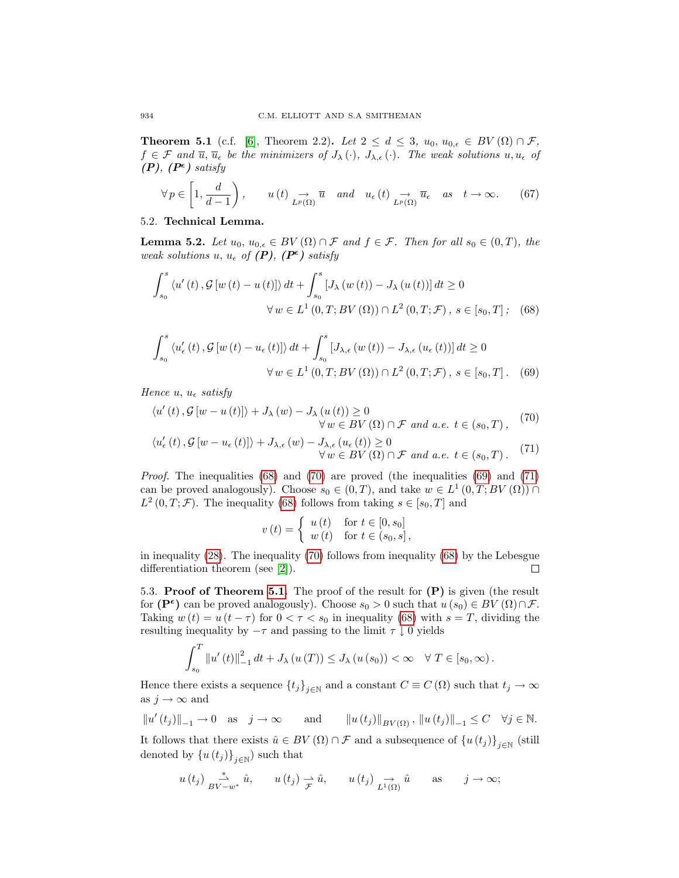**Theorem 5.1** (c.f. [6], Theorem 2.2)**.** *Let $2 \leq d \leq 3$, $u_0, u_{0,\epsilon} \in BV(\Omega) \cap \mathcal{F}$, $f \in \mathcal{F}$ and $\overline{u}$, $\overline{u}_\epsilon$ be the minimizers of $J_\lambda(\cdot)$, $J_{\lambda,\epsilon}(\cdot)$. The weak solutions $u, u_\epsilon$ of **(P)**, **(P$^\epsilon$)** satisfy*

$$\forall\, p \in \left[1, \frac{d}{d-1}\right), \qquad u(t) \underset{L^p(\Omega)}{\rightarrow} \overline{u} \quad \text{and} \quad u_\epsilon(t) \underset{L^p(\Omega)}{\rightarrow} \overline{u}_\epsilon \quad \text{as} \quad t \to \infty. \tag{67}$$

5.2. **Technical Lemma.**

**Lemma 5.2.** *Let $u_0$, $u_{0,\epsilon} \in BV(\Omega) \cap \mathcal{F}$ and $f \in \mathcal{F}$. Then for all $s_0 \in (0,T)$, the weak solutions $u$, $u_\epsilon$ of **(P)**, **(P$^\epsilon$)** satisfy*

$$\int_{s_0}^{s} \langle u'(t), \mathcal{G}[w(t) - u(t)]\rangle\, dt + \int_{s_0}^{s} [J_\lambda(w(t)) - J_\lambda(u(t))]\, dt \geq 0$$
$$\forall\, w \in L^1(0,T; BV(\Omega)) \cap L^2(0,T;\mathcal{F}),\ s \in [s_0, T]\,; \tag{68}$$

$$\int_{s_0}^{s} \langle u_\epsilon'(t), \mathcal{G}[w(t) - u_\epsilon(t)]\rangle\, dt + \int_{s_0}^{s} [J_{\lambda,\epsilon}(w(t)) - J_{\lambda,\epsilon}(u_\epsilon(t))]\, dt \geq 0$$
$$\forall\, w \in L^1(0,T; BV(\Omega)) \cap L^2(0,T;\mathcal{F}),\ s \in [s_0, T]\,. \tag{69}$$

*Hence $u$, $u_\epsilon$ satisfy*

$$\langle u'(t), \mathcal{G}[w - u(t)]\rangle + J_\lambda(w) - J_\lambda(u(t)) \geq 0 \qquad \forall\, w \in BV(\Omega) \cap \mathcal{F} \text{ and a.e. } t \in (s_0, T)\,, \tag{70}$$

$$\langle u_\epsilon'(t), \mathcal{G}[w - u_\epsilon(t)]\rangle + J_{\lambda,\epsilon}(w) - J_{\lambda,\epsilon}(u_\epsilon(t)) \geq 0 \qquad \forall\, w \in BV(\Omega) \cap \mathcal{F} \text{ and a.e. } t \in (s_0, T)\,. \tag{71}$$

*Proof.* The inequalities (68) and (70) are proved (the inequalities (69) and (71) can be proved analogously). Choose $s_0 \in (0,T)$, and take $w \in L^1(0,T; BV(\Omega)) \cap L^2(0,T;\mathcal{F})$. The inequality (68) follows from taking $s \in [s_0, T]$ and

$$v(t) = \begin{cases} u(t) & \text{for } t \in [0, s_0] \\ w(t) & \text{for } t \in (s_0, s]\,, \end{cases}$$

in inequality (28). The inequality (70) follows from inequality (68) by the Lebesgue differentiation theorem (see [2]). $\square$

5.3. **Proof of Theorem 5.1.** The proof of the result for **(P)** is given (the result for **(P$^\epsilon$)** can be proved analogously). Choose $s_0 > 0$ such that $u(s_0) \in BV(\Omega) \cap \mathcal{F}$. Taking $w(t) = u(t - \tau)$ for $0 < \tau < s_0$ in inequality (68) with $s = T$, dividing the resulting inequality by $-\tau$ and passing to the limit $\tau \downarrow 0$ yields

$$\int_{s_0}^{T} \|u'(t)\|_{-1}^2\, dt + J_\lambda(u(T)) \leq J_\lambda(u(s_0)) < \infty \quad \forall\, T \in [s_0, \infty)\,.$$

Hence there exists a sequence $\{t_j\}_{j \in \mathbb{N}}$ and a constant $C \equiv C(\Omega)$ such that $t_j \to \infty$ as $j \to \infty$ and

$$\|u'(t_j)\|_{-1} \to 0 \quad \text{as} \quad j \to \infty \qquad \text{and} \qquad \|u(t_j)\|_{BV(\Omega)}, \|u(t_j)\|_{-1} \leq C \quad \forall j \in \mathbb{N}.$$

It follows that there exists $\hat{u} \in BV(\Omega) \cap \mathcal{F}$ and a subsequence of $\{u(t_j)\}_{j \in \mathbb{N}}$ (still denoted by $\{u(t_j)\}_{j \in \mathbb{N}}$) such that

$$u(t_j) \underset{BV-w^*}{\overset{*}{\rightharpoonup}} \hat{u}, \qquad u(t_j) \underset{\mathcal{F}}{\rightharpoonup} \hat{u}, \qquad u(t_j) \underset{L^1(\Omega)}{\rightarrow} \hat{u} \qquad \text{as} \qquad j \to \infty;$$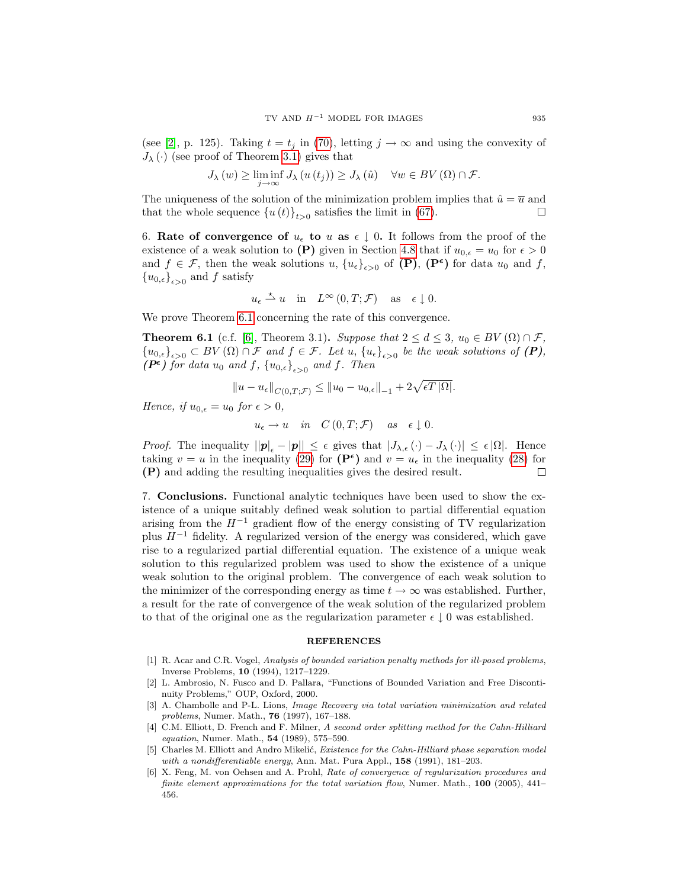(see [2], p. 125). Taking $t = t_j$ in (70), letting $j \to \infty$ and using the convexity of $J_\lambda(\cdot)$ (see proof of Theorem 3.1) gives that

$$J_\lambda(w) \geq \liminf_{j\to\infty} J_\lambda(u(t_j)) \geq J_\lambda(\hat{u}) \quad \forall w \in BV(\Omega) \cap \mathcal{F}.$$

The uniqueness of the solution of the minimization problem implies that $\hat{u} = \overline{u}$ and that the whole sequence $\{u(t)\}_{t>0}$ satisfies the limit in (67). $\square$

6. **Rate of convergence of $u_\epsilon$ to $u$ as $\epsilon \downarrow 0$.** It follows from the proof of the existence of a weak solution to **(P)** given in Section 4.8 that if $u_{0,\epsilon} = u_0$ for $\epsilon > 0$ and $f \in \mathcal{F}$, then the weak solutions $u$, $\{u_\epsilon\}_{\epsilon>0}$ of **(P)**, **(P$^\epsilon$)** for data $u_0$ and $f$, $\{u_{0,\epsilon}\}_{\epsilon>0}$ and $f$ satisfy

$$u_\epsilon \overset{\star}{\rightharpoonup} u \quad \text{in} \quad L^\infty(0,T;\mathcal{F}) \quad \text{as} \quad \epsilon \downarrow 0.$$

We prove Theorem 6.1 concerning the rate of this convergence.

**Theorem 6.1** (c.f. [6], Theorem 3.1)**.** *Suppose that $2 \leq d \leq 3$, $u_0 \in BV(\Omega) \cap \mathcal{F}$, $\{u_{0,\epsilon}\}_{\epsilon>0} \subset BV(\Omega) \cap \mathcal{F}$ and $f \in \mathcal{F}$. Let $u$, $\{u_\epsilon\}_{\epsilon>0}$ be the weak solutions of **(P)**, **(P$^\epsilon$)** for data $u_0$ and $f$, $\{u_{0,\epsilon}\}_{\epsilon>0}$ and $f$. Then*

$$\|u - u_\epsilon\|_{C(0,T;\mathcal{F})} \leq \|u_0 - u_{0,\epsilon}\|_{-1} + 2\sqrt{\epsilon T |\Omega|}.$$

*Hence, if $u_{0,\epsilon} = u_0$ for $\epsilon > 0$,*

$$u_\epsilon \to u \quad \text{in} \quad C(0,T;\mathcal{F}) \quad \text{as} \quad \epsilon \downarrow 0.$$

*Proof.* The inequality $\left||\boldsymbol{p}|_\epsilon - |\boldsymbol{p}|\right| \leq \epsilon$ gives that $|J_{\lambda,\epsilon}(\cdot) - J_\lambda(\cdot)| \leq \epsilon |\Omega|$. Hence taking $v = u$ in the inequality (29) for **(P$^\epsilon$)** and $v = u_\epsilon$ in the inequality (28) for **(P)** and adding the resulting inequalities gives the desired result. $\square$

7. **Conclusions.** Functional analytic techniques have been used to show the existence of a unique suitably defined weak solution to partial differential equation arising from the $H^{-1}$ gradient flow of the energy consisting of TV regularization plus $H^{-1}$ fidelity. A regularized version of the energy was considered, which gave rise to a regularized partial differential equation. The existence of a unique weak solution to this regularized problem was used to show the existence of a unique weak solution to the original problem. The convergence of each weak solution to the minimizer of the corresponding energy as time $t \to \infty$ was established. Further, a result for the rate of convergence of the weak solution of the regularized problem to that of the original one as the regularization parameter $\epsilon \downarrow 0$ was established.

## REFERENCES

[1] R. Acar and C.R. Vogel, *Analysis of bounded variation penalty methods for ill-posed problems*, Inverse Problems, **10** (1994), 1217–1229.

[2] L. Ambrosio, N. Fusco and D. Pallara, "Functions of Bounded Variation and Free Discontinuity Problems," OUP, Oxford, 2000.

[3] A. Chambolle and P-L. Lions, *Image Recovery via total variation minimization and related problems*, Numer. Math., **76** (1997), 167–188.

[4] C.M. Elliott, D. French and F. Milner, *A second order splitting method for the Cahn-Hilliard equation*, Numer. Math., **54** (1989), 575–590.

[5] Charles M. Elliott and Andro Mikelić, *Existence for the Cahn-Hilliard phase separation model with a nondifferentiable energy*, Ann. Mat. Pura Appl., **158** (1991), 181–203.

[6] X. Feng, M. von Oehsen and A. Prohl, *Rate of convergence of regularization procedures and finite element approximations for the total variation flow*, Numer. Math., **100** (2005), 441–456.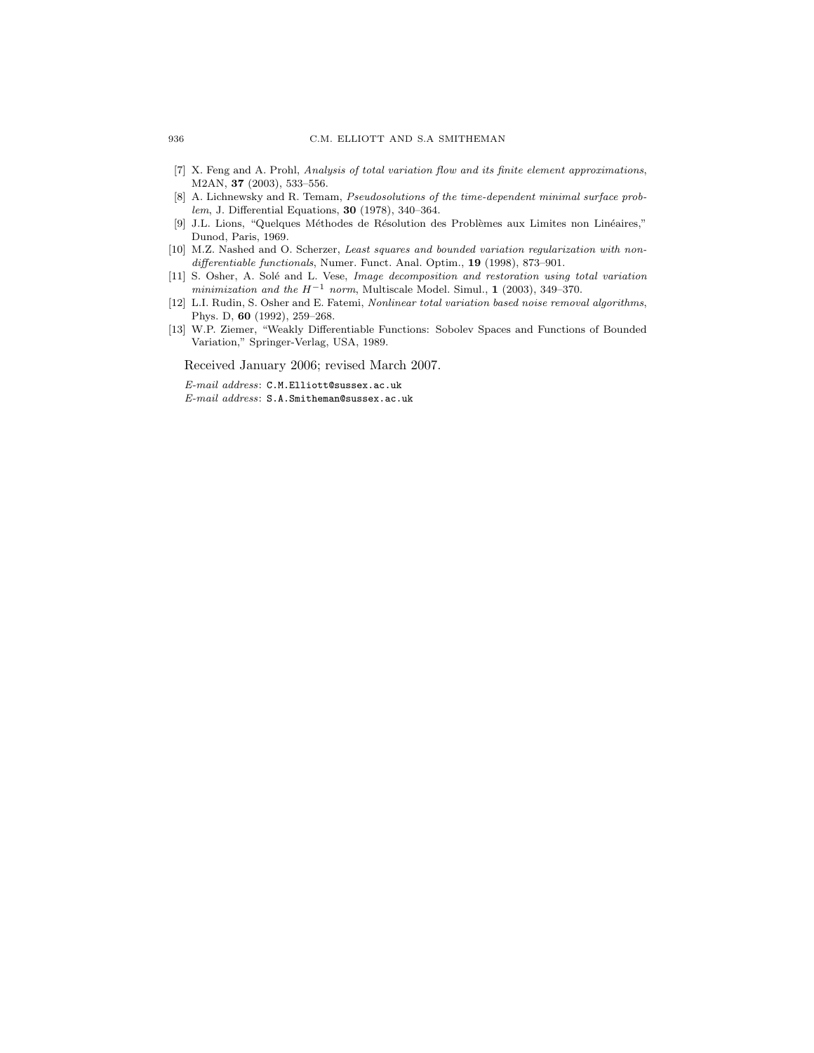[7] X. Feng and A. Prohl, *Analysis of total variation flow and its finite element approximations*, M2AN, **37** (2003), 533–556.

[8] A. Lichnewsky and R. Temam, *Pseudosolutions of the time-dependent minimal surface problem*, J. Differential Equations, **30** (1978), 340–364.

[9] J.L. Lions, "Quelques Méthodes de Résolution des Problèmes aux Limites non Linéaires," Dunod, Paris, 1969.

[10] M.Z. Nashed and O. Scherzer, *Least squares and bounded variation regularization with non-differentiable functionals*, Numer. Funct. Anal. Optim., **19** (1998), 873–901.

[11] S. Osher, A. Solé and L. Vese, *Image decomposition and restoration using total variation minimization and the $H^{-1}$ norm*, Multiscale Model. Simul., **1** (2003), 349–370.

[12] L.I. Rudin, S. Osher and E. Fatemi, *Nonlinear total variation based noise removal algorithms*, Phys. D, **60** (1992), 259–268.

[13] W.P. Ziemer, "Weakly Differentiable Functions: Sobolev Spaces and Functions of Bounded Variation," Springer-Verlag, USA, 1989.

Received January 2006; revised March 2007.

*E-mail address*: C.M.Elliott@sussex.ac.uk

*E-mail address*: S.A.Smitheman@sussex.ac.uk